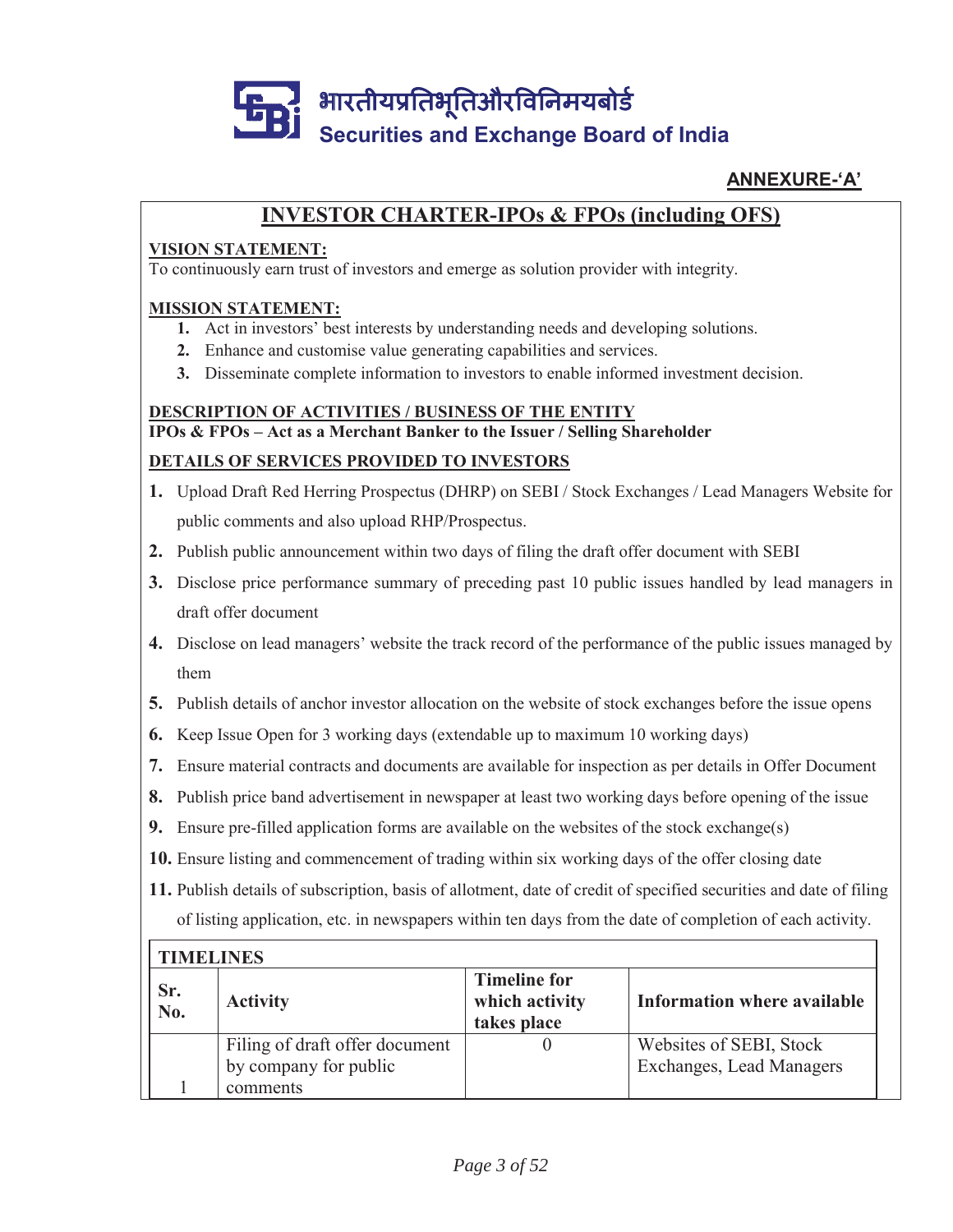भारतीयप्रतिभूतिऔरविनिमयबोर्ड
Securities and Exchange Board of India

**ANNEXURE-'A'**

# INVESTOR CHARTER-IPOs & FPOs (including OFS)

**VISION STATEMENT:**

To continuously earn trust of investors and emerge as solution provider with integrity.

**MISSION STATEMENT:**

1. Act in investors' best interests by understanding needs and developing solutions.
2. Enhance and customise value generating capabilities and services.
3. Disseminate complete information to investors to enable informed investment decision.

**DESCRIPTION OF ACTIVITIES / BUSINESS OF THE ENTITY**

**IPOs & FPOs – Act as a Merchant Banker to the Issuer / Selling Shareholder**

**DETAILS OF SERVICES PROVIDED TO INVESTORS**

1. Upload Draft Red Herring Prospectus (DHRP) on SEBI / Stock Exchanges / Lead Managers Website for public comments and also upload RHP/Prospectus.
2. Publish public announcement within two days of filing the draft offer document with SEBI
3. Disclose price performance summary of preceding past 10 public issues handled by lead managers in draft offer document
4. Disclose on lead managers' website the track record of the performance of the public issues managed by them
5. Publish details of anchor investor allocation on the website of stock exchanges before the issue opens
6. Keep Issue Open for 3 working days (extendable up to maximum 10 working days)
7. Ensure material contracts and documents are available for inspection as per details in Offer Document
8. Publish price band advertisement in newspaper at least two working days before opening of the issue
9. Ensure pre-filled application forms are available on the websites of the stock exchange(s)
10. Ensure listing and commencement of trading within six working days of the offer closing date
11. Publish details of subscription, basis of allotment, date of credit of specified securities and date of filing of listing application, etc. in newspapers within ten days from the date of completion of each activity.

**TIMELINES**

| Sr. No. | Activity | Timeline for which activity takes place | Information where available |
|---|---|---|---|
| 1 | Filing of draft offer document by company for public comments | 0 | Websites of SEBI, Stock Exchanges, Lead Managers |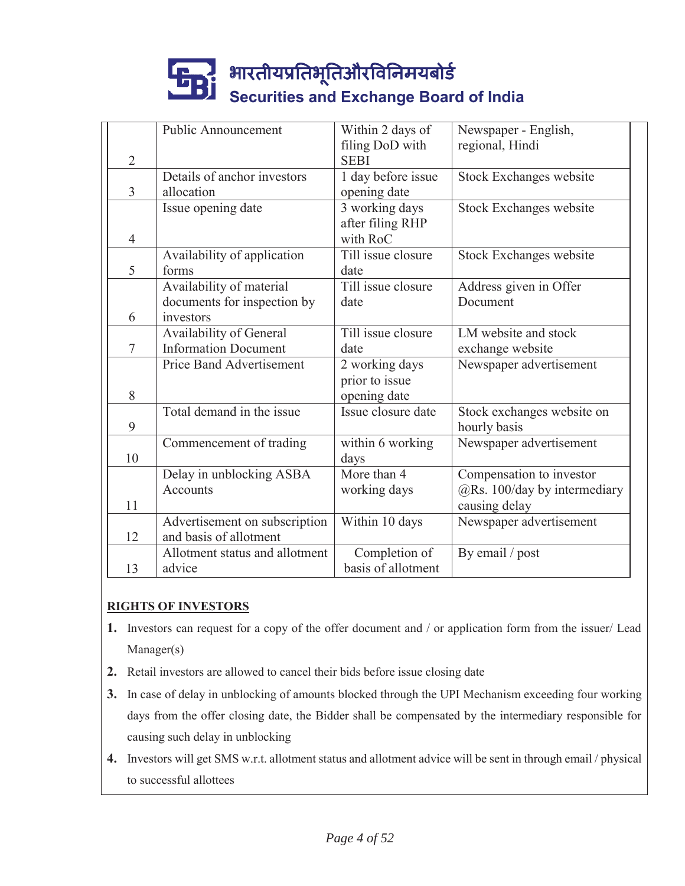| | | | |
|---|---|---|---|
| 2 | Public Announcement | Within 2 days of filing DoD with SEBI | Newspaper - English, regional, Hindi |
| 3 | Details of anchor investors allocation | 1 day before issue opening date | Stock Exchanges website |
| 4 | Issue opening date | 3 working days after filing RHP with RoC | Stock Exchanges website |
| 5 | Availability of application forms | Till issue closure date | Stock Exchanges website |
| 6 | Availability of material documents for inspection by investors | Till issue closure date | Address given in Offer Document |
| 7 | Availability of General Information Document | Till issue closure date | LM website and stock exchange website |
| 8 | Price Band Advertisement | 2 working days prior to issue opening date | Newspaper advertisement |
| 9 | Total demand in the issue | Issue closure date | Stock exchanges website on hourly basis |
| 10 | Commencement of trading | within 6 working days | Newspaper advertisement |
| 11 | Delay in unblocking ASBA Accounts | More than 4 working days | Compensation to investor @Rs. 100/day by intermediary causing delay |
| 12 | Advertisement on subscription and basis of allotment | Within 10 days | Newspaper advertisement |
| 13 | Allotment status and allotment advice | Completion of basis of allotment | By email / post |

**RIGHTS OF INVESTORS**

1. Investors can request for a copy of the offer document and / or application form from the issuer/ Lead Manager(s)
2. Retail investors are allowed to cancel their bids before issue closing date
3. In case of delay in unblocking of amounts blocked through the UPI Mechanism exceeding four working days from the offer closing date, the Bidder shall be compensated by the intermediary responsible for causing such delay in unblocking
4. Investors will get SMS w.r.t. allotment status and allotment advice will be sent in through email / physical to successful allottees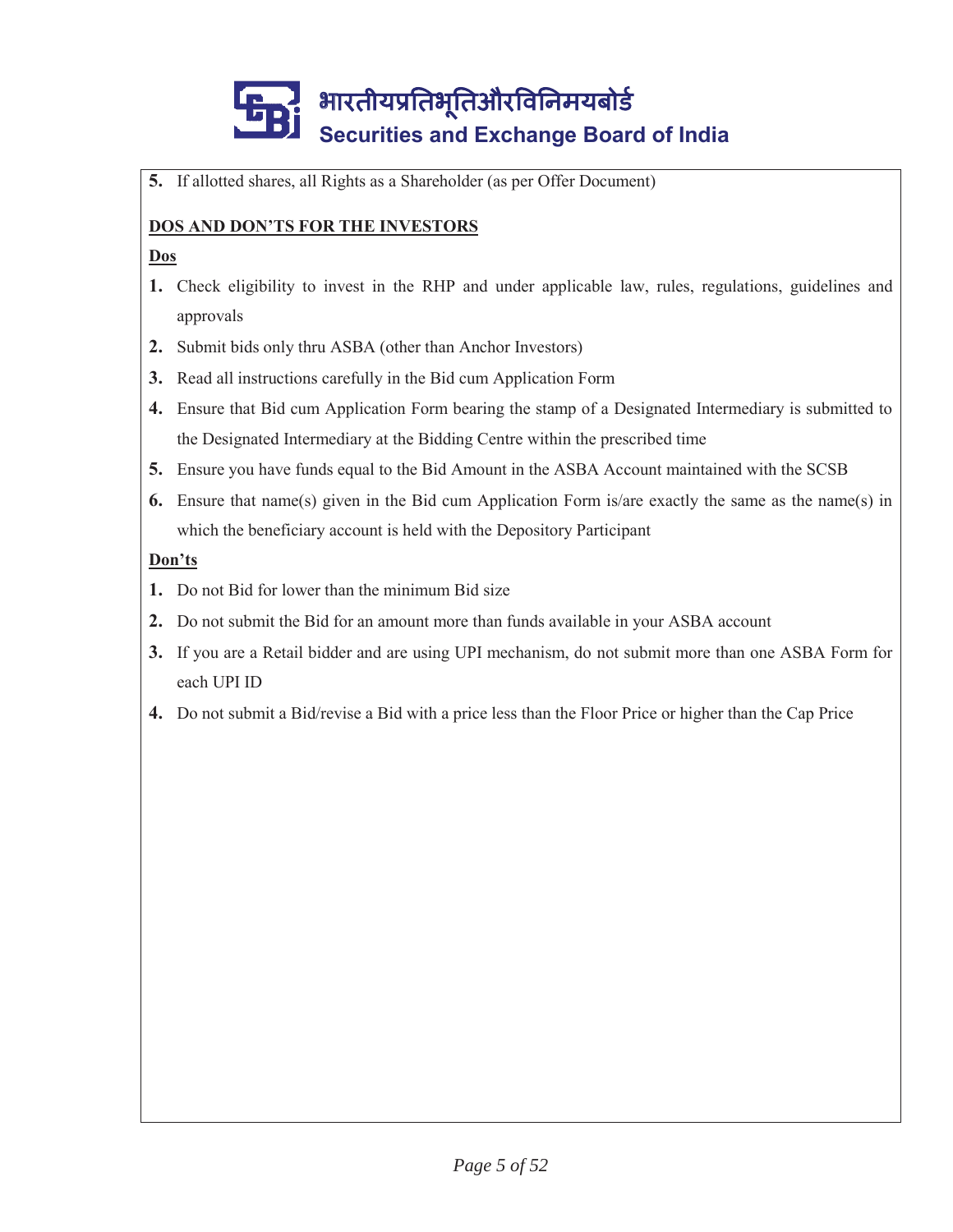**5.** If allotted shares, all Rights as a Shareholder (as per Offer Document)

**DOS AND DON'TS FOR THE INVESTORS**

**Dos**

1. Check eligibility to invest in the RHP and under applicable law, rules, regulations, guidelines and approvals
2. Submit bids only thru ASBA (other than Anchor Investors)
3. Read all instructions carefully in the Bid cum Application Form
4. Ensure that Bid cum Application Form bearing the stamp of a Designated Intermediary is submitted to the Designated Intermediary at the Bidding Centre within the prescribed time
5. Ensure you have funds equal to the Bid Amount in the ASBA Account maintained with the SCSB
6. Ensure that name(s) given in the Bid cum Application Form is/are exactly the same as the name(s) in which the beneficiary account is held with the Depository Participant

**Don'ts**

1. Do not Bid for lower than the minimum Bid size
2. Do not submit the Bid for an amount more than funds available in your ASBA account
3. If you are a Retail bidder and are using UPI mechanism, do not submit more than one ASBA Form for each UPI ID
4. Do not submit a Bid/revise a Bid with a price less than the Floor Price or higher than the Cap Price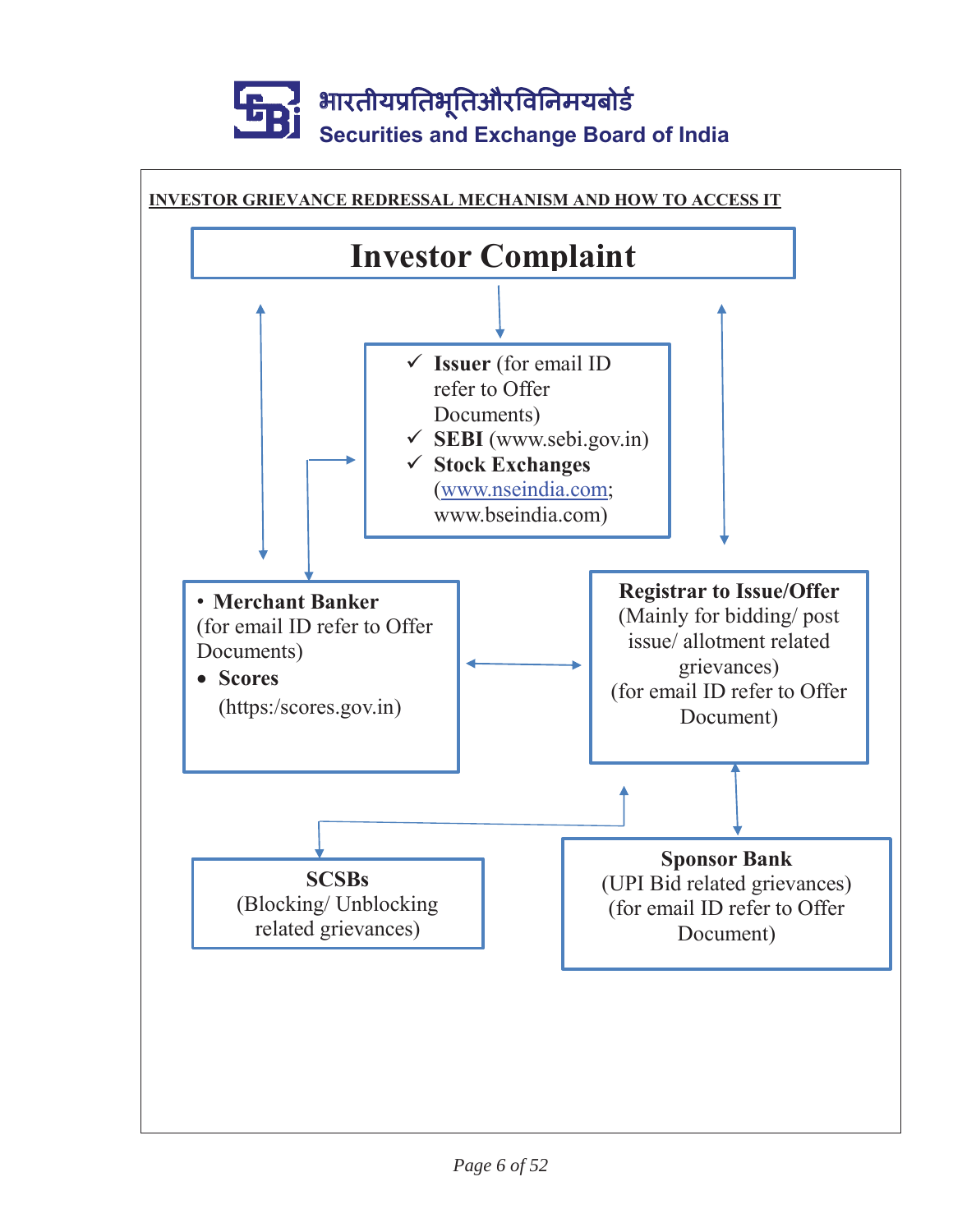भारतीयप्रतिभूतिऔरविनिमयबोर्ड
Securities and Exchange Board of India

**INVESTOR GRIEVANCE REDRESSAL MECHANISM AND HOW TO ACCESS IT**

# Investor Complaint

- ✓ **Issuer** (for email ID refer to Offer Documents)
- ✓ **SEBI** (www.sebi.gov.in)
- ✓ **Stock Exchanges** (www.nseindia.com; www.bseindia.com)

- **Merchant Banker** (for email ID refer to Offer Documents)
- **Scores** (https:/scores.gov.in)

**Registrar to Issue/Offer**
(Mainly for bidding/ post issue/ allotment related grievances)
(for email ID refer to Offer Document)

**SCSBs**
(Blocking/ Unblocking related grievances)

**Sponsor Bank**
(UPI Bid related grievances)
(for email ID refer to Offer Document)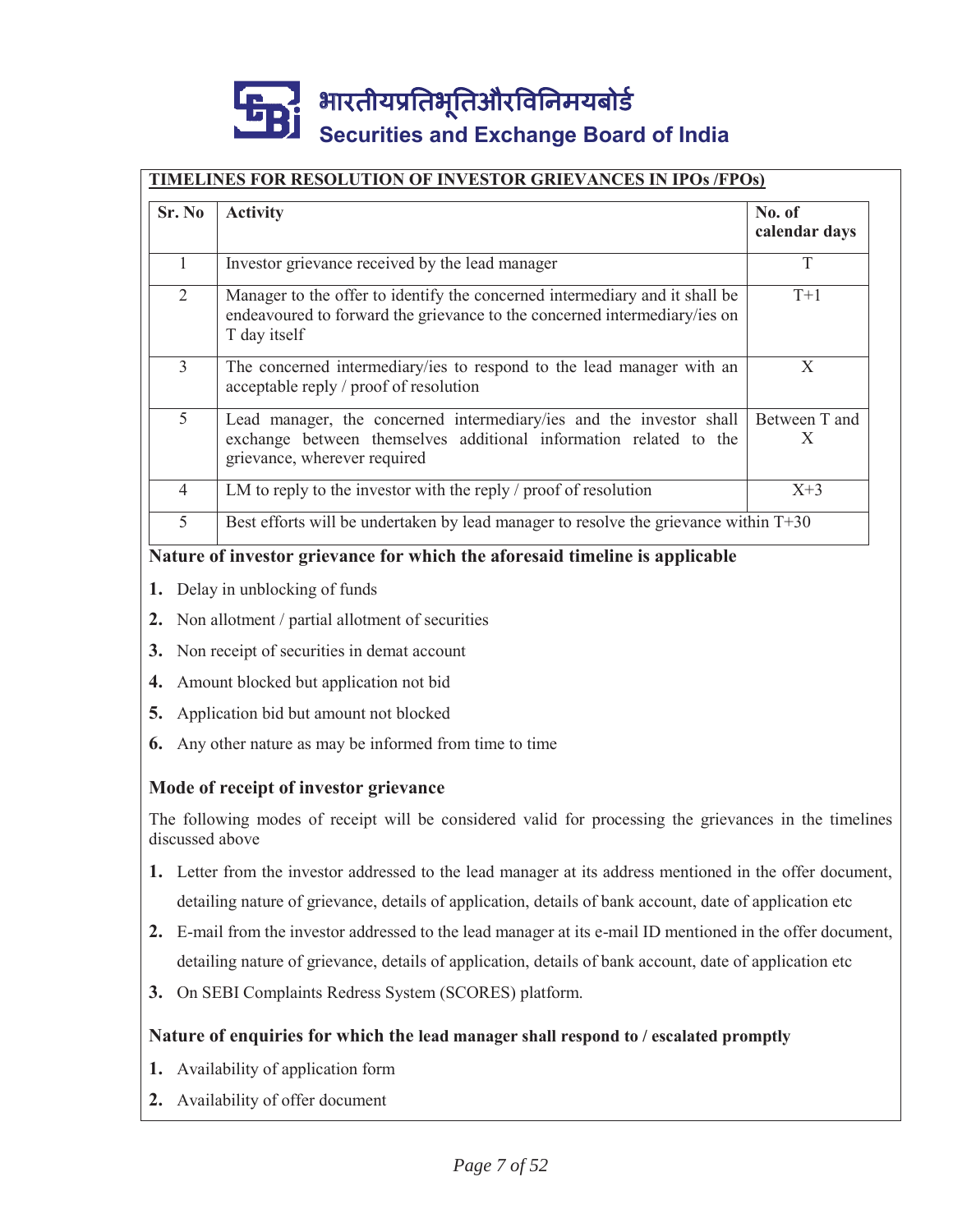**TIMELINES FOR RESOLUTION OF INVESTOR GRIEVANCES IN IPOs /FPOs)**

| Sr. No | Activity | No. of calendar days |
|---|---|---|
| 1 | Investor grievance received by the lead manager | T |
| 2 | Manager to the offer to identify the concerned intermediary and it shall be endeavoured to forward the grievance to the concerned intermediary/ies on T day itself | T+1 |
| 3 | The concerned intermediary/ies to respond to the lead manager with an acceptable reply / proof of resolution | X |
| 5 | Lead manager, the concerned intermediary/ies and the investor shall exchange between themselves additional information related to the grievance, wherever required | Between T and X |
| 4 | LM to reply to the investor with the reply / proof of resolution | X+3 |
| 5 | Best efforts will be undertaken by lead manager to resolve the grievance within T+30 | |

### Nature of investor grievance for which the aforesaid timeline is applicable

1. Delay in unblocking of funds
2. Non allotment / partial allotment of securities
3. Non receipt of securities in demat account
4. Amount blocked but application not bid
5. Application bid but amount not blocked
6. Any other nature as may be informed from time to time

### Mode of receipt of investor grievance

The following modes of receipt will be considered valid for processing the grievances in the timelines discussed above

1. Letter from the investor addressed to the lead manager at its address mentioned in the offer document, detailing nature of grievance, details of application, details of bank account, date of application etc
2. E-mail from the investor addressed to the lead manager at its e-mail ID mentioned in the offer document, detailing nature of grievance, details of application, details of bank account, date of application etc
3. On SEBI Complaints Redress System (SCORES) platform.

### Nature of enquiries for which the lead manager shall respond to / escalated promptly

1. Availability of application form
2. Availability of offer document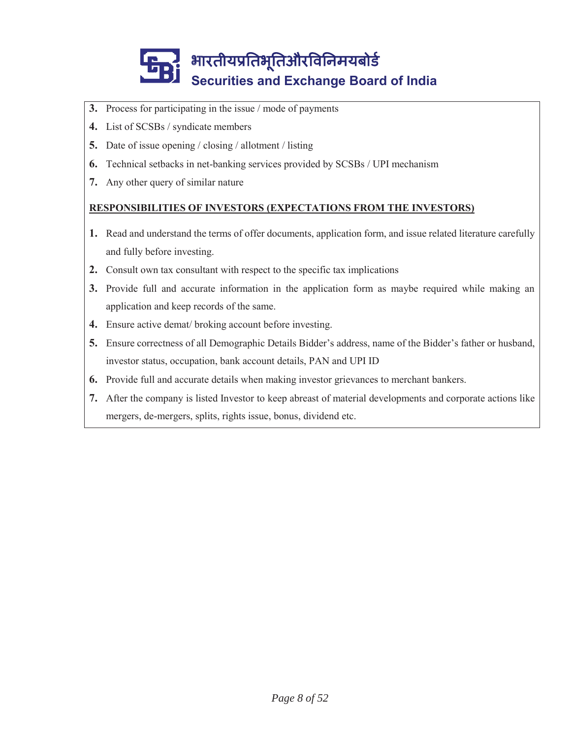3. Process for participating in the issue / mode of payments
4. List of SCSBs / syndicate members
5. Date of issue opening / closing / allotment / listing
6. Technical setbacks in net-banking services provided by SCSBs / UPI mechanism
7. Any other query of similar nature

**RESPONSIBILITIES OF INVESTORS (EXPECTATIONS FROM THE INVESTORS)**

1. Read and understand the terms of offer documents, application form, and issue related literature carefully and fully before investing.
2. Consult own tax consultant with respect to the specific tax implications
3. Provide full and accurate information in the application form as maybe required while making an application and keep records of the same.
4. Ensure active demat/ broking account before investing.
5. Ensure correctness of all Demographic Details Bidder's address, name of the Bidder's father or husband, investor status, occupation, bank account details, PAN and UPI ID
6. Provide full and accurate details when making investor grievances to merchant bankers.
7. After the company is listed Investor to keep abreast of material developments and corporate actions like mergers, de-mergers, splits, rights issue, bonus, dividend etc.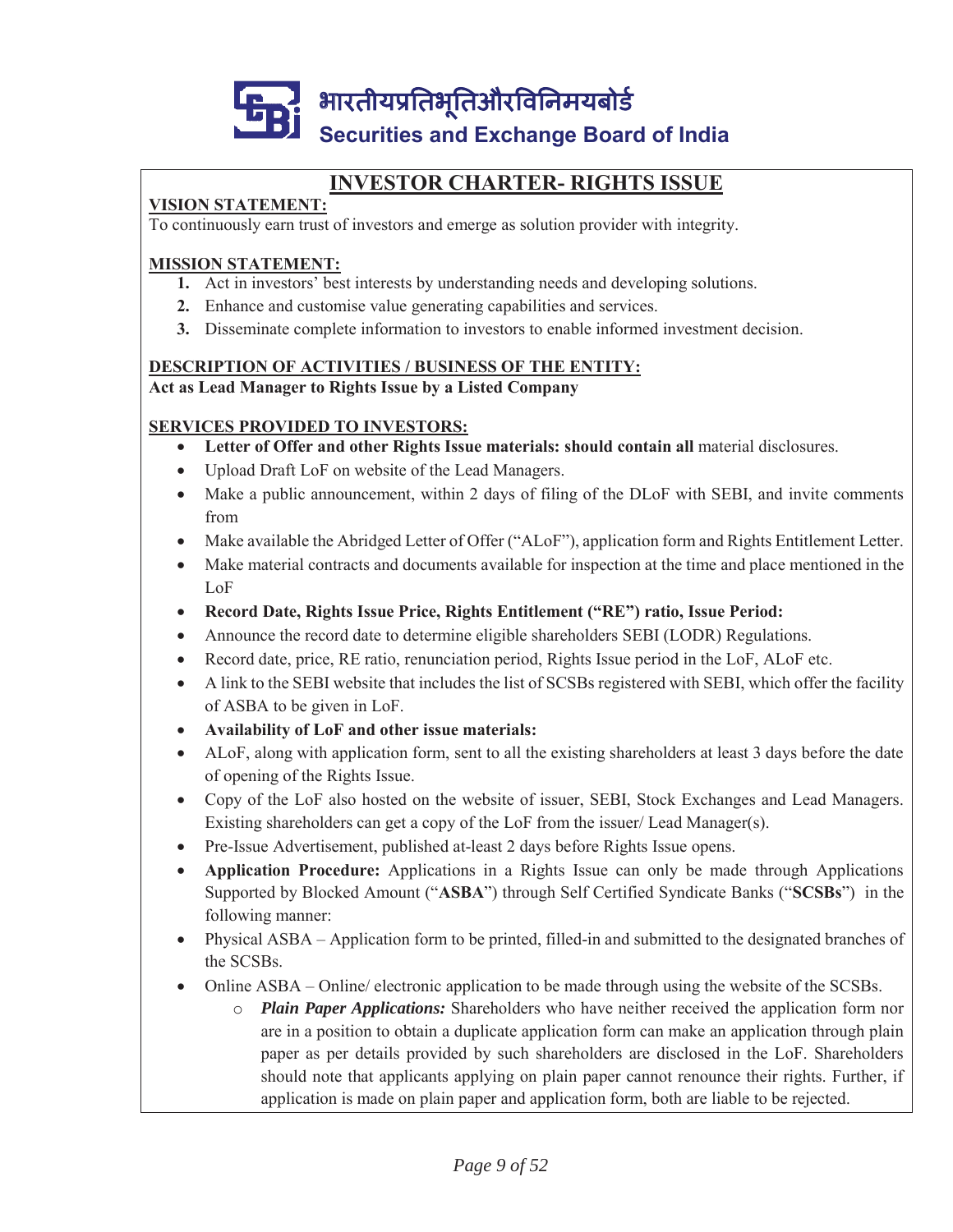भारतीयप्रतिभूतिऔरविनिमयबोर्ड

Securities and Exchange Board of India

# INVESTOR CHARTER- RIGHTS ISSUE

**VISION STATEMENT:**

To continuously earn trust of investors and emerge as solution provider with integrity.

**MISSION STATEMENT:**

1. Act in investors' best interests by understanding needs and developing solutions.
2. Enhance and customise value generating capabilities and services.
3. Disseminate complete information to investors to enable informed investment decision.

**DESCRIPTION OF ACTIVITIES / BUSINESS OF THE ENTITY:**

**Act as Lead Manager to Rights Issue by a Listed Company**

**SERVICES PROVIDED TO INVESTORS:**

- **Letter of Offer and other Rights Issue materials: should contain all** material disclosures.
- Upload Draft LoF on website of the Lead Managers.
- Make a public announcement, within 2 days of filing of the DLoF with SEBI, and invite comments from
- Make available the Abridged Letter of Offer ("ALoF"), application form and Rights Entitlement Letter.
- Make material contracts and documents available for inspection at the time and place mentioned in the LoF
- **Record Date, Rights Issue Price, Rights Entitlement ("RE") ratio, Issue Period:**
- Announce the record date to determine eligible shareholders SEBI (LODR) Regulations.
- Record date, price, RE ratio, renunciation period, Rights Issue period in the LoF, ALoF etc.
- A link to the SEBI website that includes the list of SCSBs registered with SEBI, which offer the facility of ASBA to be given in LoF.
- **Availability of LoF and other issue materials:**
- ALoF, along with application form, sent to all the existing shareholders at least 3 days before the date of opening of the Rights Issue.
- Copy of the LoF also hosted on the website of issuer, SEBI, Stock Exchanges and Lead Managers. Existing shareholders can get a copy of the LoF from the issuer/ Lead Manager(s).
- Pre-Issue Advertisement, published at-least 2 days before Rights Issue opens.
- **Application Procedure:** Applications in a Rights Issue can only be made through Applications Supported by Blocked Amount ("**ASBA**") through Self Certified Syndicate Banks ("**SCSBs**") in the following manner:
- Physical ASBA – Application form to be printed, filled-in and submitted to the designated branches of the SCSBs.
- Online ASBA – Online/ electronic application to be made through using the website of the SCSBs.
  - ***Plain Paper Applications:*** Shareholders who have neither received the application form nor are in a position to obtain a duplicate application form can make an application through plain paper as per details provided by such shareholders are disclosed in the LoF. Shareholders should note that applicants applying on plain paper cannot renounce their rights. Further, if application is made on plain paper and application form, both are liable to be rejected.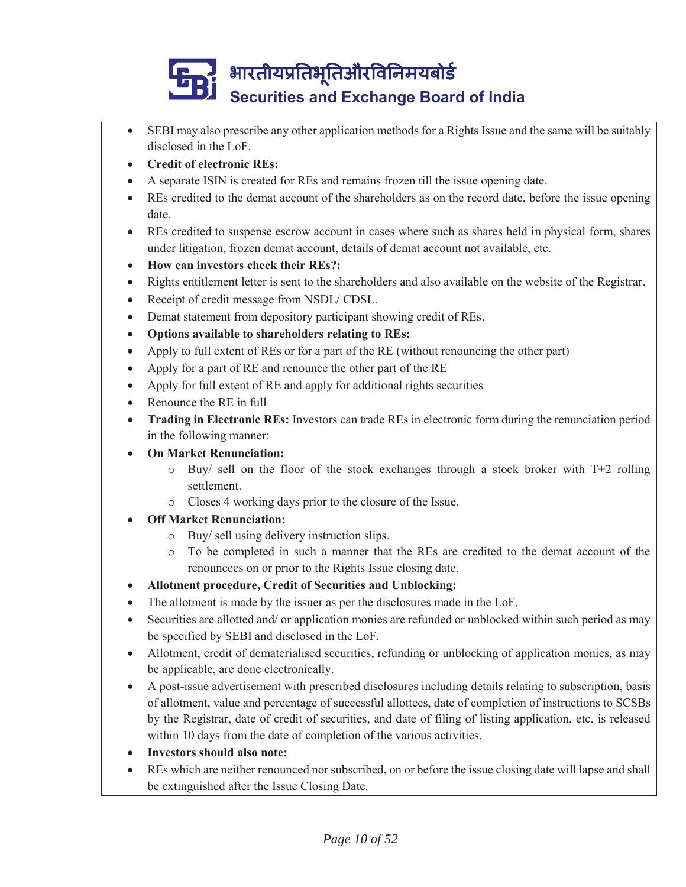- SEBI may also prescribe any other application methods for a Rights Issue and the same will be suitably disclosed in the LoF.
- **Credit of electronic REs:**
- A separate ISIN is created for REs and remains frozen till the issue opening date.
- REs credited to the demat account of the shareholders as on the record date, before the issue opening date.
- REs credited to suspense escrow account in cases where such as shares held in physical form, shares under litigation, frozen demat account, details of demat account not available, etc.
- **How can investors check their REs?:**
- Rights entitlement letter is sent to the shareholders and also available on the website of the Registrar.
- Receipt of credit message from NSDL/ CDSL.
- Demat statement from depository participant showing credit of REs.
- **Options available to shareholders relating to REs:**
- Apply to full extent of REs or for a part of the RE (without renouncing the other part)
- Apply for a part of RE and renounce the other part of the RE
- Apply for full extent of RE and apply for additional rights securities
- Renounce the RE in full
- **Trading in Electronic REs:** Investors can trade REs in electronic form during the renunciation period in the following manner:
- **On Market Renunciation:**
  - Buy/ sell on the floor of the stock exchanges through a stock broker with T+2 rolling settlement.
  - Closes 4 working days prior to the closure of the Issue.
- **Off Market Renunciation:**
  - Buy/ sell using delivery instruction slips.
  - To be completed in such a manner that the REs are credited to the demat account of the renouncees on or prior to the Rights Issue closing date.
- **Allotment procedure, Credit of Securities and Unblocking:**
- The allotment is made by the issuer as per the disclosures made in the LoF.
- Securities are allotted and/ or application monies are refunded or unblocked within such period as may be specified by SEBI and disclosed in the LoF.
- Allotment, credit of dematerialised securities, refunding or unblocking of application monies, as may be applicable, are done electronically.
- A post-issue advertisement with prescribed disclosures including details relating to subscription, basis of allotment, value and percentage of successful allottees, date of completion of instructions to SCSBs by the Registrar, date of credit of securities, and date of filing of listing application, etc. is released within 10 days from the date of completion of the various activities.
- **Investors should also note:**
- REs which are neither renounced nor subscribed, on or before the issue closing date will lapse and shall be extinguished after the Issue Closing Date.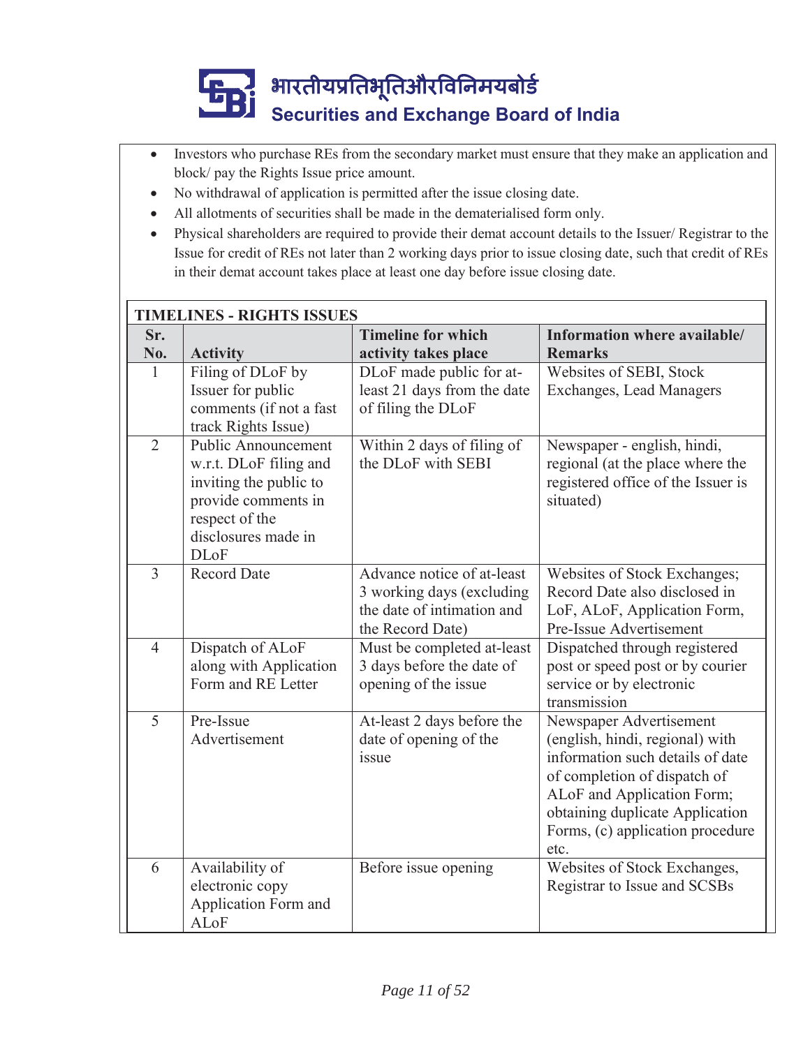- Investors who purchase REs from the secondary market must ensure that they make an application and block/ pay the Rights Issue price amount.
- No withdrawal of application is permitted after the issue closing date.
- All allotments of securities shall be made in the dematerialised form only.
- Physical shareholders are required to provide their demat account details to the Issuer/ Registrar to the Issue for credit of REs not later than 2 working days prior to issue closing date, such that credit of REs in their demat account takes place at least one day before issue closing date.

**TIMELINES - RIGHTS ISSUES**

| Sr. No. | Activity | Timeline for which activity takes place | Information where available/ Remarks |
|---|---|---|---|
| 1 | Filing of DLoF by Issuer for public comments (if not a fast track Rights Issue) | DLoF made public for at-least 21 days from the date of filing the DLoF | Websites of SEBI, Stock Exchanges, Lead Managers |
| 2 | Public Announcement w.r.t. DLoF filing and inviting the public to provide comments in respect of the disclosures made in DLoF | Within 2 days of filing of the DLoF with SEBI | Newspaper - english, hindi, regional (at the place where the registered office of the Issuer is situated) |
| 3 | Record Date | Advance notice of at-least 3 working days (excluding the date of intimation and the Record Date) | Websites of Stock Exchanges; Record Date also disclosed in LoF, ALoF, Application Form, Pre-Issue Advertisement |
| 4 | Dispatch of ALoF along with Application Form and RE Letter | Must be completed at-least 3 days before the date of opening of the issue | Dispatched through registered post or speed post or by courier service or by electronic transmission |
| 5 | Pre-Issue Advertisement | At-least 2 days before the date of opening of the issue | Newspaper Advertisement (english, hindi, regional) with information such details of date of completion of dispatch of ALoF and Application Form; obtaining duplicate Application Forms, (c) application procedure etc. |
| 6 | Availability of electronic copy Application Form and ALoF | Before issue opening | Websites of Stock Exchanges, Registrar to Issue and SCSBs |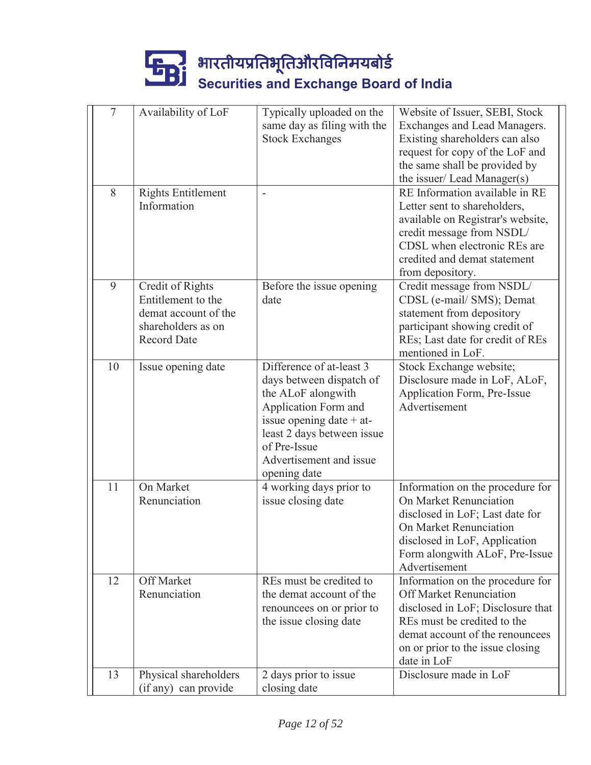| 7 | Availability of LoF | Typically uploaded on the same day as filing with the Stock Exchanges | Website of Issuer, SEBI, Stock Exchanges and Lead Managers. Existing shareholders can also request for copy of the LoF and the same shall be provided by the issuer/ Lead Manager(s) |
|---|---|---|---|
| 8 | Rights Entitlement Information | - | RE Information available in RE Letter sent to shareholders, available on Registrar's website, credit message from NSDL/ CDSL when electronic REs are credited and demat statement from depository. |
| 9 | Credit of Rights Entitlement to the demat account of the shareholders as on Record Date | Before the issue opening date | Credit message from NSDL/ CDSL (e-mail/ SMS); Demat statement from depository participant showing credit of REs; Last date for credit of REs mentioned in LoF. |
| 10 | Issue opening date | Difference of at-least 3 days between dispatch of the ALoF alongwith Application Form and issue opening date + at-least 2 days between issue of Pre-Issue Advertisement and issue opening date | Stock Exchange website; Disclosure made in LoF, ALoF, Application Form, Pre-Issue Advertisement |
| 11 | On Market Renunciation | 4 working days prior to issue closing date | Information on the procedure for On Market Renunciation disclosed in LoF; Last date for On Market Renunciation disclosed in LoF, Application Form alongwith ALoF, Pre-Issue Advertisement |
| 12 | Off Market Renunciation | REs must be credited to the demat account of the renouncees on or prior to the issue closing date | Information on the procedure for Off Market Renunciation disclosed in LoF; Disclosure that REs must be credited to the demat account of the renouncees on or prior to the issue closing date in LoF |
| 13 | Physical shareholders (if any) can provide | 2 days prior to issue closing date | Disclosure made in LoF |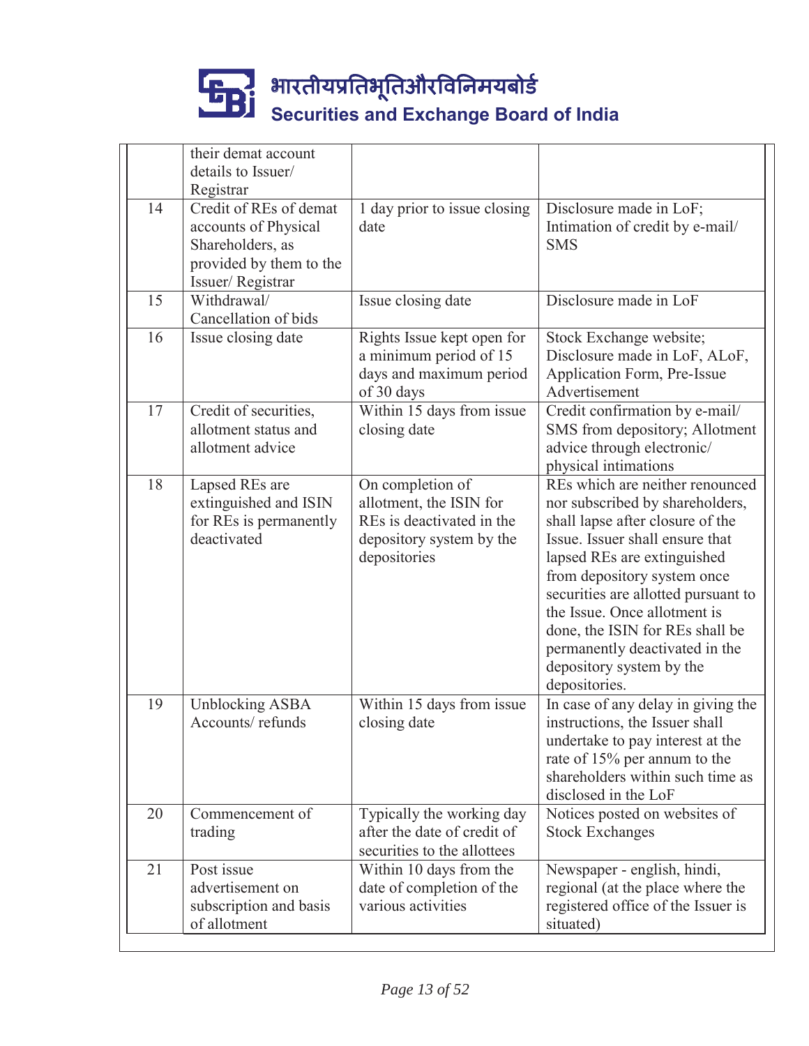| | | | |
|---|---|---|---|
| | their demat account details to Issuer/ Registrar | | |
| 14 | Credit of REs of demat accounts of Physical Shareholders, as provided by them to the Issuer/ Registrar | 1 day prior to issue closing date | Disclosure made in LoF; Intimation of credit by e-mail/ SMS |
| 15 | Withdrawal/ Cancellation of bids | Issue closing date | Disclosure made in LoF |
| 16 | Issue closing date | Rights Issue kept open for a minimum period of 15 days and maximum period of 30 days | Stock Exchange website; Disclosure made in LoF, ALoF, Application Form, Pre-Issue Advertisement |
| 17 | Credit of securities, allotment status and allotment advice | Within 15 days from issue closing date | Credit confirmation by e-mail/ SMS from depository; Allotment advice through electronic/ physical intimations |
| 18 | Lapsed REs are extinguished and ISIN for REs is permanently deactivated | On completion of allotment, the ISIN for REs is deactivated in the depository system by the depositories | REs which are neither renounced nor subscribed by shareholders, shall lapse after closure of the Issue. Issuer shall ensure that lapsed REs are extinguished from depository system once securities are allotted pursuant to the Issue. Once allotment is done, the ISIN for REs shall be permanently deactivated in the depository system by the depositories. |
| 19 | Unblocking ASBA Accounts/ refunds | Within 15 days from issue closing date | In case of any delay in giving the instructions, the Issuer shall undertake to pay interest at the rate of 15% per annum to the shareholders within such time as disclosed in the LoF |
| 20 | Commencement of trading | Typically the working day after the date of credit of securities to the allottees | Notices posted on websites of Stock Exchanges |
| 21 | Post issue advertisement on subscription and basis of allotment | Within 10 days from the date of completion of the various activities | Newspaper - english, hindi, regional (at the place where the registered office of the Issuer is situated) |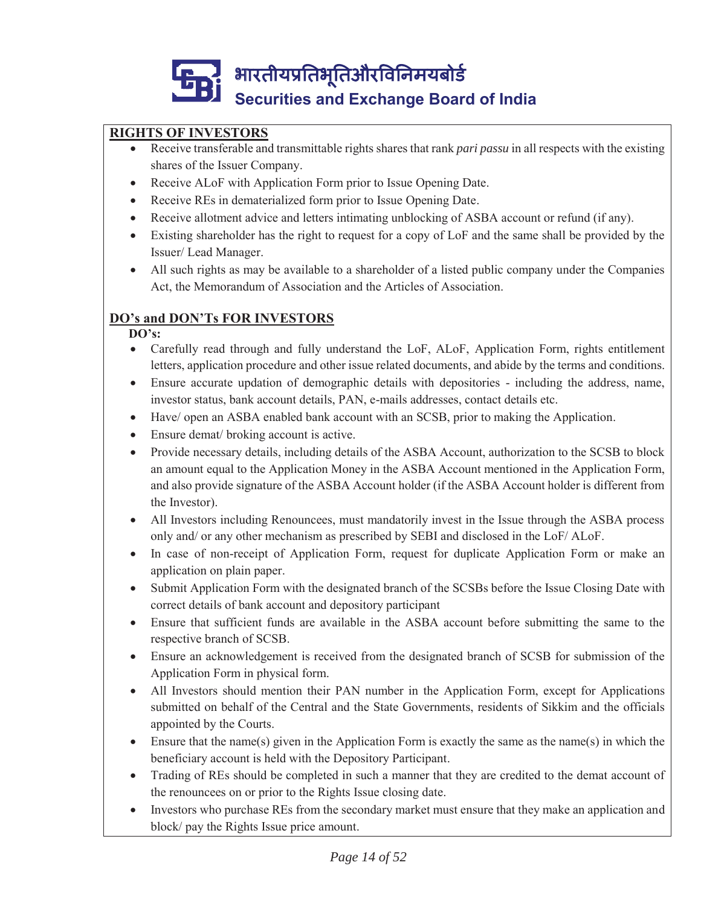## RIGHTS OF INVESTORS

- Receive transferable and transmittable rights shares that rank *pari passu* in all respects with the existing shares of the Issuer Company.
- Receive ALoF with Application Form prior to Issue Opening Date.
- Receive REs in dematerialized form prior to Issue Opening Date.
- Receive allotment advice and letters intimating unblocking of ASBA account or refund (if any).
- Existing shareholder has the right to request for a copy of LoF and the same shall be provided by the Issuer/ Lead Manager.
- All such rights as may be available to a shareholder of a listed public company under the Companies Act, the Memorandum of Association and the Articles of Association.

## DO's and DON'Ts FOR INVESTORS

**DO's:**

- Carefully read through and fully understand the LoF, ALoF, Application Form, rights entitlement letters, application procedure and other issue related documents, and abide by the terms and conditions.
- Ensure accurate updation of demographic details with depositories - including the address, name, investor status, bank account details, PAN, e-mails addresses, contact details etc.
- Have/ open an ASBA enabled bank account with an SCSB, prior to making the Application.
- Ensure demat/ broking account is active.
- Provide necessary details, including details of the ASBA Account, authorization to the SCSB to block an amount equal to the Application Money in the ASBA Account mentioned in the Application Form, and also provide signature of the ASBA Account holder (if the ASBA Account holder is different from the Investor).
- All Investors including Renouncees, must mandatorily invest in the Issue through the ASBA process only and/ or any other mechanism as prescribed by SEBI and disclosed in the LoF/ ALoF.
- In case of non-receipt of Application Form, request for duplicate Application Form or make an application on plain paper.
- Submit Application Form with the designated branch of the SCSBs before the Issue Closing Date with correct details of bank account and depository participant
- Ensure that sufficient funds are available in the ASBA account before submitting the same to the respective branch of SCSB.
- Ensure an acknowledgement is received from the designated branch of SCSB for submission of the Application Form in physical form.
- All Investors should mention their PAN number in the Application Form, except for Applications submitted on behalf of the Central and the State Governments, residents of Sikkim and the officials appointed by the Courts.
- Ensure that the name(s) given in the Application Form is exactly the same as the name(s) in which the beneficiary account is held with the Depository Participant.
- Trading of REs should be completed in such a manner that they are credited to the demat account of the renouncees on or prior to the Rights Issue closing date.
- Investors who purchase REs from the secondary market must ensure that they make an application and block/ pay the Rights Issue price amount.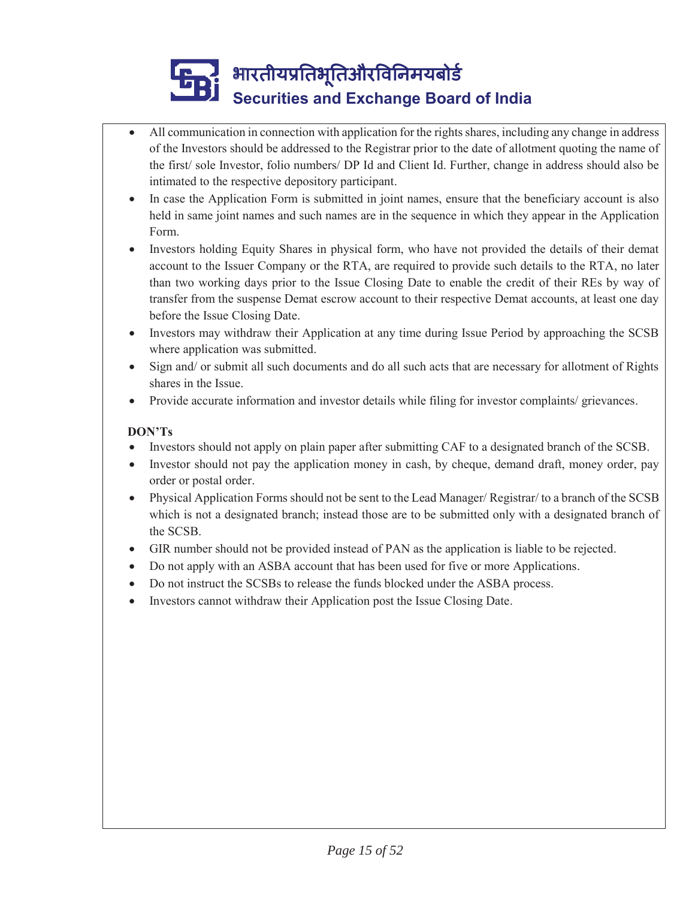- All communication in connection with application for the rights shares, including any change in address of the Investors should be addressed to the Registrar prior to the date of allotment quoting the name of the first/ sole Investor, folio numbers/ DP Id and Client Id. Further, change in address should also be intimated to the respective depository participant.
- In case the Application Form is submitted in joint names, ensure that the beneficiary account is also held in same joint names and such names are in the sequence in which they appear in the Application Form.
- Investors holding Equity Shares in physical form, who have not provided the details of their demat account to the Issuer Company or the RTA, are required to provide such details to the RTA, no later than two working days prior to the Issue Closing Date to enable the credit of their REs by way of transfer from the suspense Demat escrow account to their respective Demat accounts, at least one day before the Issue Closing Date.
- Investors may withdraw their Application at any time during Issue Period by approaching the SCSB where application was submitted.
- Sign and/ or submit all such documents and do all such acts that are necessary for allotment of Rights shares in the Issue.
- Provide accurate information and investor details while filing for investor complaints/ grievances.

**DON'Ts**

- Investors should not apply on plain paper after submitting CAF to a designated branch of the SCSB.
- Investor should not pay the application money in cash, by cheque, demand draft, money order, pay order or postal order.
- Physical Application Forms should not be sent to the Lead Manager/ Registrar/ to a branch of the SCSB which is not a designated branch; instead those are to be submitted only with a designated branch of the SCSB.
- GIR number should not be provided instead of PAN as the application is liable to be rejected.
- Do not apply with an ASBA account that has been used for five or more Applications.
- Do not instruct the SCSBs to release the funds blocked under the ASBA process.
- Investors cannot withdraw their Application post the Issue Closing Date.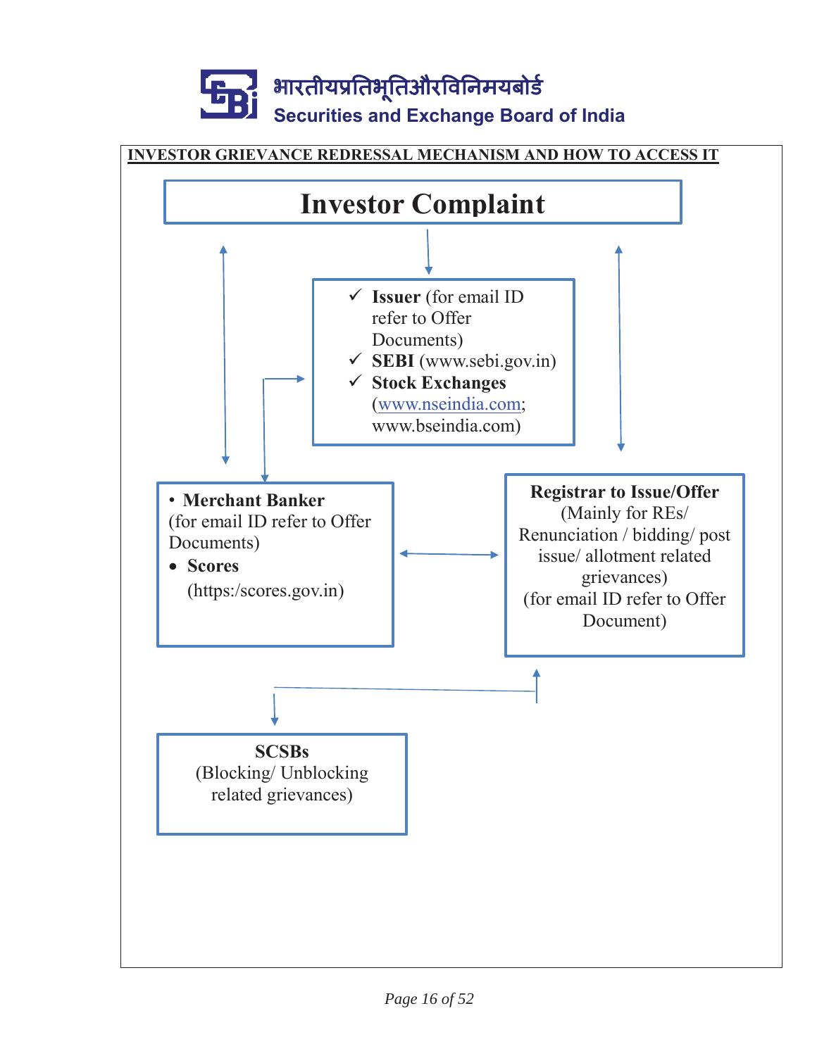भारतीयप्रतिभूतिऔरविनिमयबोर्ड
Securities and Exchange Board of India

**INVESTOR GRIEVANCE REDRESSAL MECHANISM AND HOW TO ACCESS IT**

# Investor Complaint

- ✓ **Issuer** (for email ID refer to Offer Documents)
- ✓ **SEBI** (www.sebi.gov.in)
- ✓ **Stock Exchanges** (www.nseindia.com; www.bseindia.com)

- **Merchant Banker** (for email ID refer to Offer Documents)
- **Scores** (https:/scores.gov.in)

**Registrar to Issue/Offer**
(Mainly for REs/ Renunciation / bidding/ post issue/ allotment related grievances)
(for email ID refer to Offer Document)

**SCSBs**
(Blocking/ Unblocking related grievances)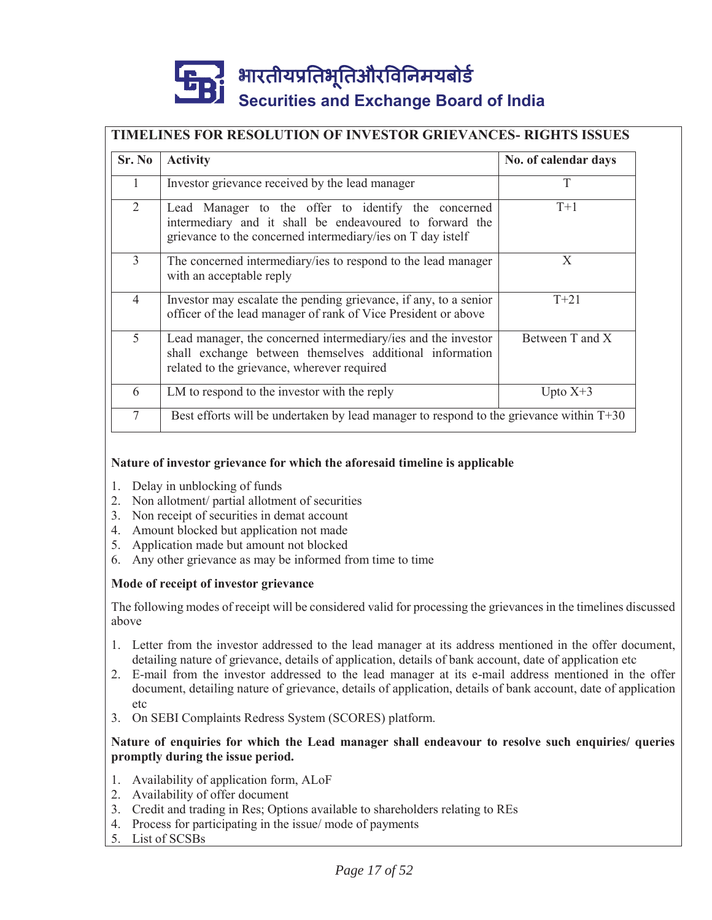## TIMELINES FOR RESOLUTION OF INVESTOR GRIEVANCES- RIGHTS ISSUES

| Sr. No | Activity | No. of calendar days |
|---|---|---|
| 1 | Investor grievance received by the lead manager | T |
| 2 | Lead Manager to the offer to identify the concerned intermediary and it shall be endeavoured to forward the grievance to the concerned intermediary/ies on T day istelf | T+1 |
| 3 | The concerned intermediary/ies to respond to the lead manager with an acceptable reply | X |
| 4 | Investor may escalate the pending grievance, if any, to a senior officer of the lead manager of rank of Vice President or above | T+21 |
| 5 | Lead manager, the concerned intermediary/ies and the investor shall exchange between themselves additional information related to the grievance, wherever required | Between T and X |
| 6 | LM to respond to the investor with the reply | Upto X+3 |
| 7 | Best efforts will be undertaken by lead manager to respond to the grievance within T+30 | |

**Nature of investor grievance for which the aforesaid timeline is applicable**

1. Delay in unblocking of funds
2. Non allotment/ partial allotment of securities
3. Non receipt of securities in demat account
4. Amount blocked but application not made
5. Application made but amount not blocked
6. Any other grievance as may be informed from time to time

**Mode of receipt of investor grievance**

The following modes of receipt will be considered valid for processing the grievances in the timelines discussed above

1. Letter from the investor addressed to the lead manager at its address mentioned in the offer document, detailing nature of grievance, details of application, details of bank account, date of application etc
2. E-mail from the investor addressed to the lead manager at its e-mail address mentioned in the offer document, detailing nature of grievance, details of application, details of bank account, date of application etc
3. On SEBI Complaints Redress System (SCORES) platform.

**Nature of enquiries for which the Lead manager shall endeavour to resolve such enquiries/ queries promptly during the issue period.**

1. Availability of application form, ALoF
2. Availability of offer document
3. Credit and trading in Res; Options available to shareholders relating to REs
4. Process for participating in the issue/ mode of payments
5. List of SCSBs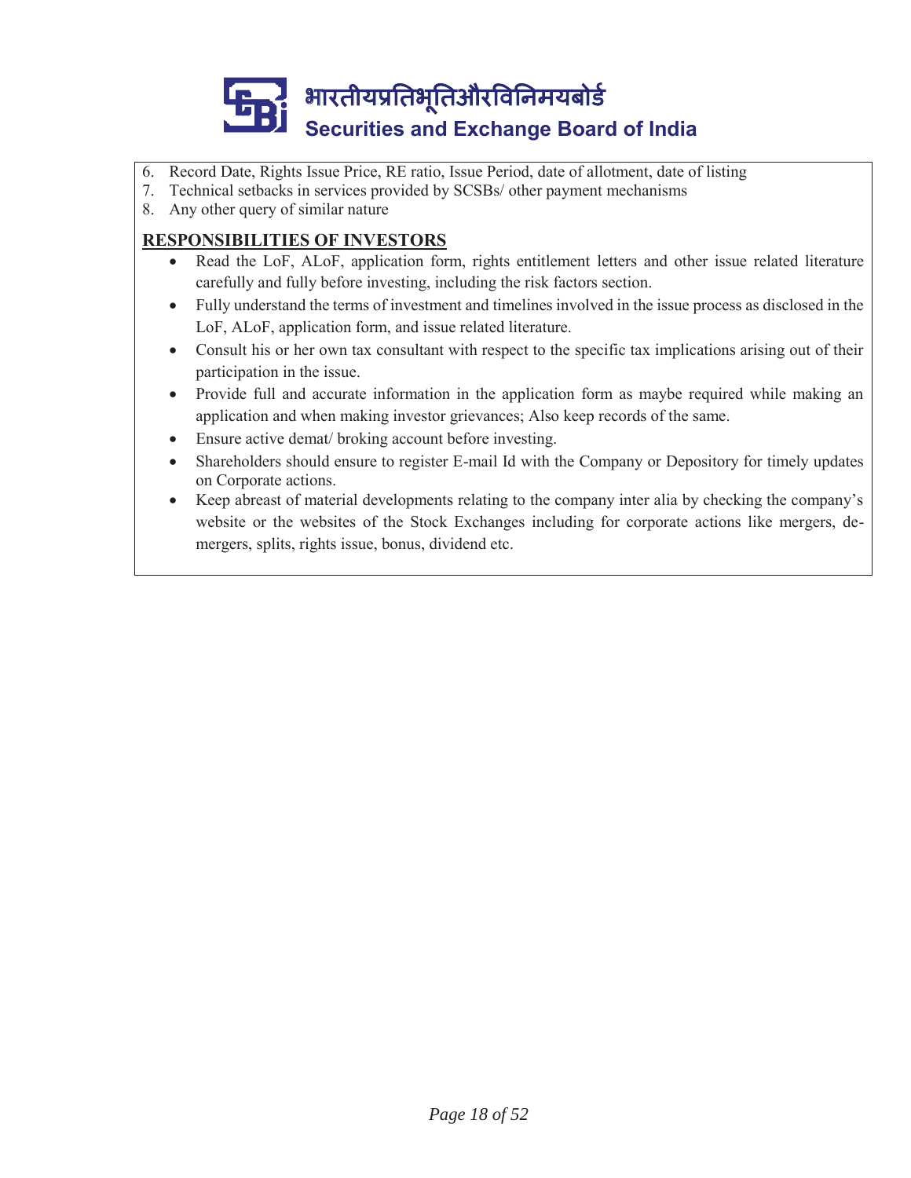6. Record Date, Rights Issue Price, RE ratio, Issue Period, date of allotment, date of listing
7. Technical setbacks in services provided by SCSBs/ other payment mechanisms
8. Any other query of similar nature

## RESPONSIBILITIES OF INVESTORS

- Read the LoF, ALoF, application form, rights entitlement letters and other issue related literature carefully and fully before investing, including the risk factors section.
- Fully understand the terms of investment and timelines involved in the issue process as disclosed in the LoF, ALoF, application form, and issue related literature.
- Consult his or her own tax consultant with respect to the specific tax implications arising out of their participation in the issue.
- Provide full and accurate information in the application form as maybe required while making an application and when making investor grievances; Also keep records of the same.
- Ensure active demat/ broking account before investing.
- Shareholders should ensure to register E-mail Id with the Company or Depository for timely updates on Corporate actions.
- Keep abreast of material developments relating to the company inter alia by checking the company's website or the websites of the Stock Exchanges including for corporate actions like mergers, de-mergers, splits, rights issue, bonus, dividend etc.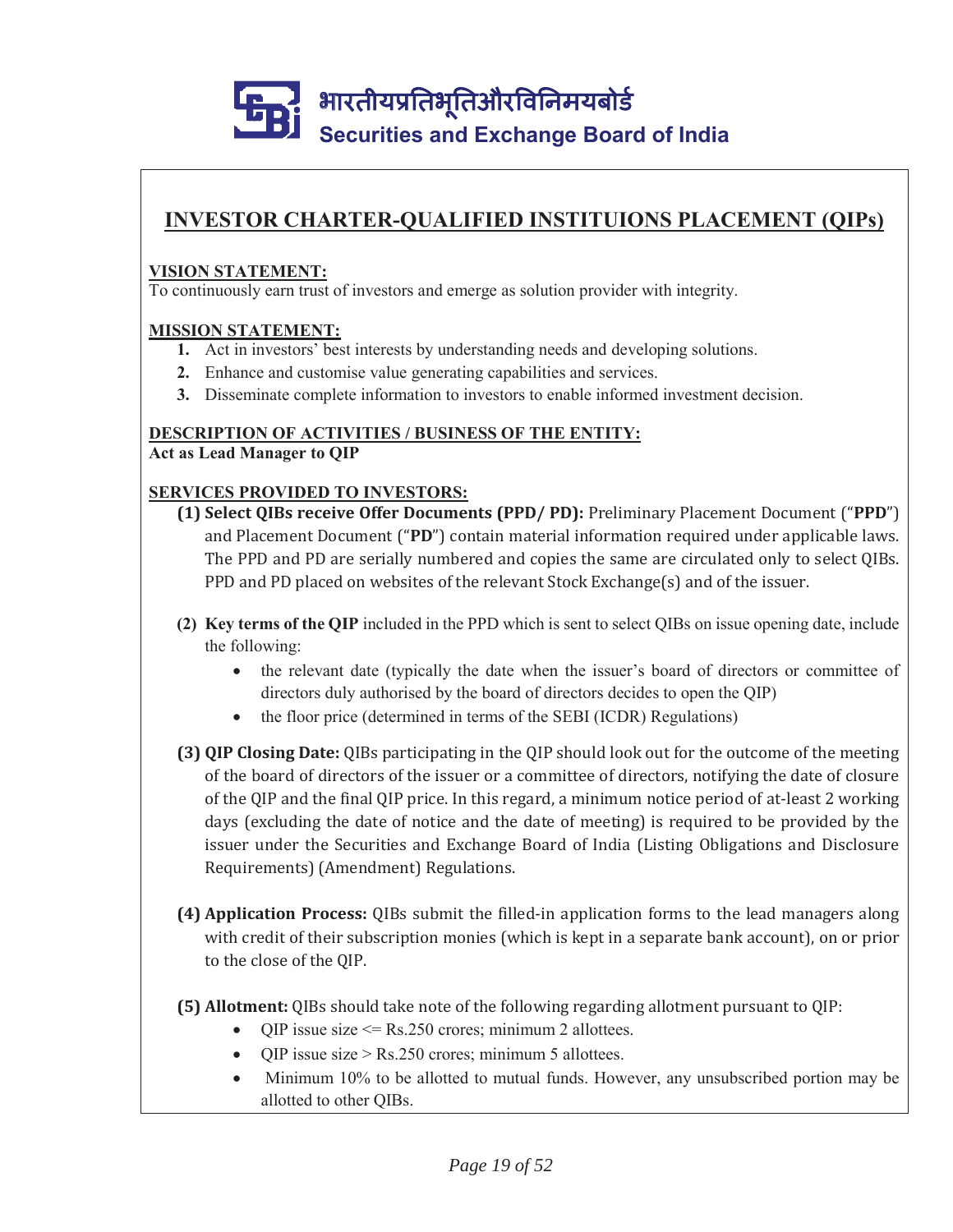भारतीयप्रतिभूतिऔरविनिमयबोर्ड
Securities and Exchange Board of India

# INVESTOR CHARTER-QUALIFIED INSTITUIONS PLACEMENT (QIPs)

**VISION STATEMENT:**
To continuously earn trust of investors and emerge as solution provider with integrity.

**MISSION STATEMENT:**

1. Act in investors' best interests by understanding needs and developing solutions.
2. Enhance and customise value generating capabilities and services.
3. Disseminate complete information to investors to enable informed investment decision.

**DESCRIPTION OF ACTIVITIES / BUSINESS OF THE ENTITY:**
**Act as Lead Manager to QIP**

**SERVICES PROVIDED TO INVESTORS:**

**(1) Select QIBs receive Offer Documents (PPD/ PD):** Preliminary Placement Document ("**PPD**") and Placement Document ("**PD**") contain material information required under applicable laws. The PPD and PD are serially numbered and copies the same are circulated only to select QIBs. PPD and PD placed on websites of the relevant Stock Exchange(s) and of the issuer.

**(2) Key terms of the QIP** included in the PPD which is sent to select QIBs on issue opening date, include the following:

- the relevant date (typically the date when the issuer's board of directors or committee of directors duly authorised by the board of directors decides to open the QIP)
- the floor price (determined in terms of the SEBI (ICDR) Regulations)

**(3) QIP Closing Date:** QIBs participating in the QIP should look out for the outcome of the meeting of the board of directors of the issuer or a committee of directors, notifying the date of closure of the QIP and the final QIP price. In this regard, a minimum notice period of at-least 2 working days (excluding the date of notice and the date of meeting) is required to be provided by the issuer under the Securities and Exchange Board of India (Listing Obligations and Disclosure Requirements) (Amendment) Regulations.

**(4) Application Process:** QIBs submit the filled-in application forms to the lead managers along with credit of their subscription monies (which is kept in a separate bank account), on or prior to the close of the QIP.

**(5) Allotment:** QIBs should take note of the following regarding allotment pursuant to QIP:

- QIP issue size <= Rs.250 crores; minimum 2 allottees.
- QIP issue size > Rs.250 crores; minimum 5 allottees.
- Minimum 10% to be allotted to mutual funds. However, any unsubscribed portion may be allotted to other QIBs.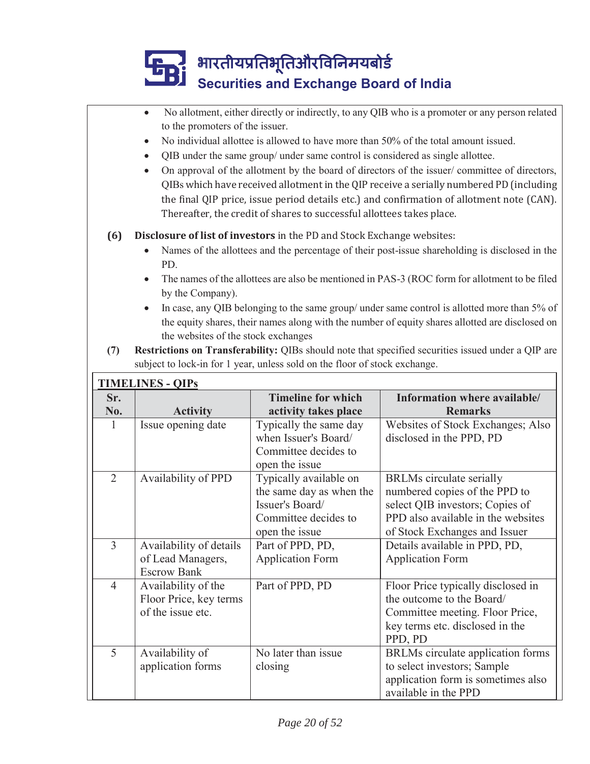- No allotment, either directly or indirectly, to any QIB who is a promoter or any person related to the promoters of the issuer.
- No individual allottee is allowed to have more than 50% of the total amount issued.
- QIB under the same group/ under same control is considered as single allottee.
- On approval of the allotment by the board of directors of the issuer/ committee of directors, QIBs which have received allotment in the QIP receive a serially numbered PD (including the final QIP price, issue period details etc.) and confirmation of allotment note (CAN). Thereafter, the credit of shares to successful allottees takes place.

**(6) Disclosure of list of investors** in the PD and Stock Exchange websites:

- Names of the allottees and the percentage of their post-issue shareholding is disclosed in the PD.
- The names of the allottees are also be mentioned in PAS-3 (ROC form for allotment to be filed by the Company).
- In case, any QIB belonging to the same group/ under same control is allotted more than 5% of the equity shares, their names along with the number of equity shares allotted are disclosed on the websites of the stock exchanges

**(7) Restrictions on Transferability:** QIBs should note that specified securities issued under a QIP are subject to lock-in for 1 year, unless sold on the floor of stock exchange.

**TIMELINES - QIPs**

| Sr. No. | Activity | Timeline for which activity takes place | Information where available/ Remarks |
|---|---|---|---|
| 1 | Issue opening date | Typically the same day when Issuer's Board/ Committee decides to open the issue | Websites of Stock Exchanges; Also disclosed in the PPD, PD |
| 2 | Availability of PPD | Typically available on the same day as when the Issuer's Board/ Committee decides to open the issue | BRLMs circulate serially numbered copies of the PPD to select QIB investors; Copies of PPD also available in the websites of Stock Exchanges and Issuer |
| 3 | Availability of details of Lead Managers, Escrow Bank | Part of PPD, PD, Application Form | Details available in PPD, PD, Application Form |
| 4 | Availability of the Floor Price, key terms of the issue etc. | Part of PPD, PD | Floor Price typically disclosed in the outcome to the Board/ Committee meeting. Floor Price, key terms etc. disclosed in the PPD, PD |
| 5 | Availability of application forms | No later than issue closing | BRLMs circulate application forms to select investors; Sample application form is sometimes also available in the PPD |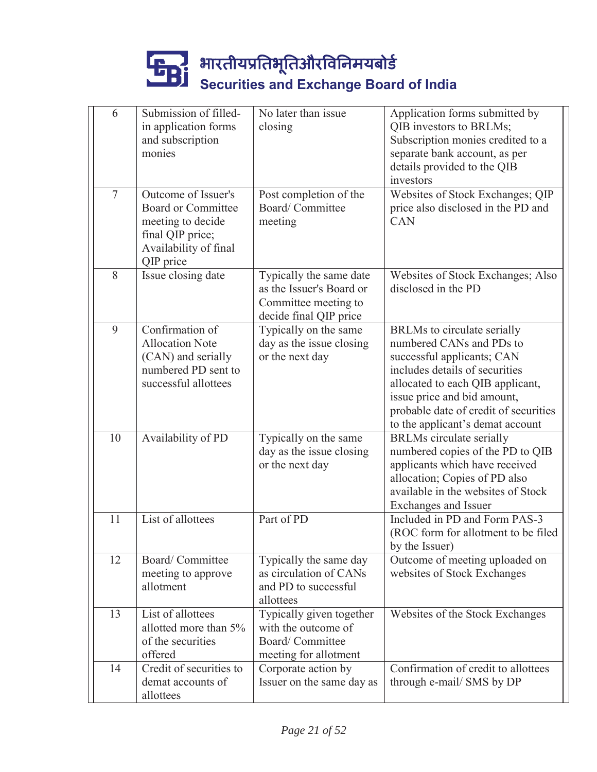| 6 | Submission of filled-in application forms and subscription monies | No later than issue closing | Application forms submitted by QIB investors to BRLMs; Subscription monies credited to a separate bank account, as per details provided to the QIB investors |
|---|---|---|---|
| 7 | Outcome of Issuer's Board or Committee meeting to decide final QIP price; Availability of final QIP price | Post completion of the Board/ Committee meeting | Websites of Stock Exchanges; QIP price also disclosed in the PD and CAN |
| 8 | Issue closing date | Typically the same date as the Issuer's Board or Committee meeting to decide final QIP price | Websites of Stock Exchanges; Also disclosed in the PD |
| 9 | Confirmation of Allocation Note (CAN) and serially numbered PD sent to successful allottees | Typically on the same day as the issue closing or the next day | BRLMs to circulate serially numbered CANs and PDs to successful applicants; CAN includes details of securities allocated to each QIB applicant, issue price and bid amount, probable date of credit of securities to the applicant's demat account |
| 10 | Availability of PD | Typically on the same day as the issue closing or the next day | BRLMs circulate serially numbered copies of the PD to QIB applicants which have received allocation; Copies of PD also available in the websites of Stock Exchanges and Issuer |
| 11 | List of allottees | Part of PD | Included in PD and Form PAS-3 (ROC form for allotment to be filed by the Issuer) |
| 12 | Board/ Committee meeting to approve allotment | Typically the same day as circulation of CANs and PD to successful allottees | Outcome of meeting uploaded on websites of Stock Exchanges |
| 13 | List of allottees allotted more than 5% of the securities offered | Typically given together with the outcome of Board/ Committee meeting for allotment | Websites of the Stock Exchanges |
| 14 | Credit of securities to demat accounts of allottees | Corporate action by Issuer on the same day as | Confirmation of credit to allottees through e-mail/ SMS by DP |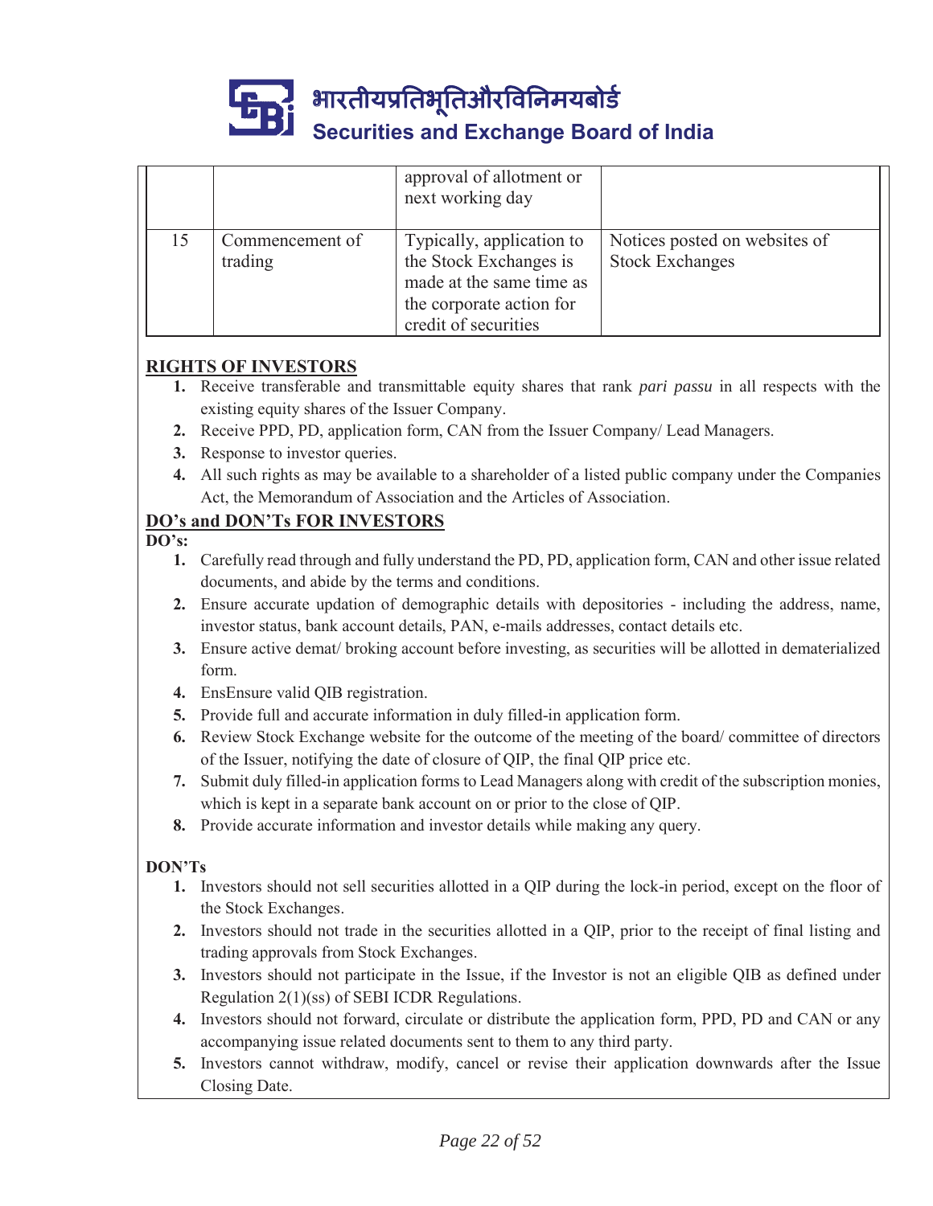|  |  | approval of allotment or next working day |  |
|---|---|---|---|
| 15 | Commencement of trading | Typically, application to the Stock Exchanges is made at the same time as the corporate action for credit of securities | Notices posted on websites of Stock Exchanges |

## RIGHTS OF INVESTORS

1. Receive transferable and transmittable equity shares that rank *pari passu* in all respects with the existing equity shares of the Issuer Company.
2. Receive PPD, PD, application form, CAN from the Issuer Company/ Lead Managers.
3. Response to investor queries.
4. All such rights as may be available to a shareholder of a listed public company under the Companies Act, the Memorandum of Association and the Articles of Association.

## DO's and DON'Ts FOR INVESTORS

**DO's:**

1. Carefully read through and fully understand the PD, PD, application form, CAN and other issue related documents, and abide by the terms and conditions.
2. Ensure accurate updation of demographic details with depositories - including the address, name, investor status, bank account details, PAN, e-mails addresses, contact details etc.
3. Ensure active demat/ broking account before investing, as securities will be allotted in dematerialized form.
4. EnsEnsure valid QIB registration.
5. Provide full and accurate information in duly filled-in application form.
6. Review Stock Exchange website for the outcome of the meeting of the board/ committee of directors of the Issuer, notifying the date of closure of QIP, the final QIP price etc.
7. Submit duly filled-in application forms to Lead Managers along with credit of the subscription monies, which is kept in a separate bank account on or prior to the close of QIP.
8. Provide accurate information and investor details while making any query.

**DON'Ts**

1. Investors should not sell securities allotted in a QIP during the lock-in period, except on the floor of the Stock Exchanges.
2. Investors should not trade in the securities allotted in a QIP, prior to the receipt of final listing and trading approvals from Stock Exchanges.
3. Investors should not participate in the Issue, if the Investor is not an eligible QIB as defined under Regulation 2(1)(ss) of SEBI ICDR Regulations.
4. Investors should not forward, circulate or distribute the application form, PPD, PD and CAN or any accompanying issue related documents sent to them to any third party.
5. Investors cannot withdraw, modify, cancel or revise their application downwards after the Issue Closing Date.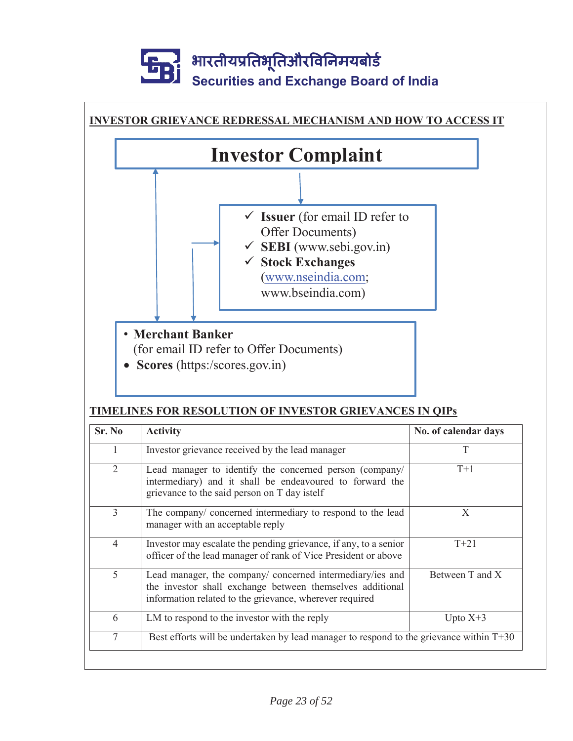## INVESTOR GRIEVANCE REDRESSAL MECHANISM AND HOW TO ACCESS IT

**Investor Complaint**

- ✓ **Issuer** (for email ID refer to Offer Documents)
- ✓ **SEBI** (www.sebi.gov.in)
- ✓ **Stock Exchanges** (www.nseindia.com; www.bseindia.com)

- **Merchant Banker** (for email ID refer to Offer Documents)
- **Scores** (https:/scores.gov.in)

## TIMELINES FOR RESOLUTION OF INVESTOR GRIEVANCES IN QIPs

| Sr. No | Activity | No. of calendar days |
|---|---|---|
| 1 | Investor grievance received by the lead manager | T |
| 2 | Lead manager to identify the concerned person (company/ intermediary) and it shall be endeavoured to forward the grievance to the said person on T day istelf | T+1 |
| 3 | The company/ concerned intermediary to respond to the lead manager with an acceptable reply | X |
| 4 | Investor may escalate the pending grievance, if any, to a senior officer of the lead manager of rank of Vice President or above | T+21 |
| 5 | Lead manager, the company/ concerned intermediary/ies and the investor shall exchange between themselves additional information related to the grievance, wherever required | Between T and X |
| 6 | LM to respond to the investor with the reply | Upto X+3 |
| 7 | Best efforts will be undertaken by lead manager to respond to the grievance within T+30 | |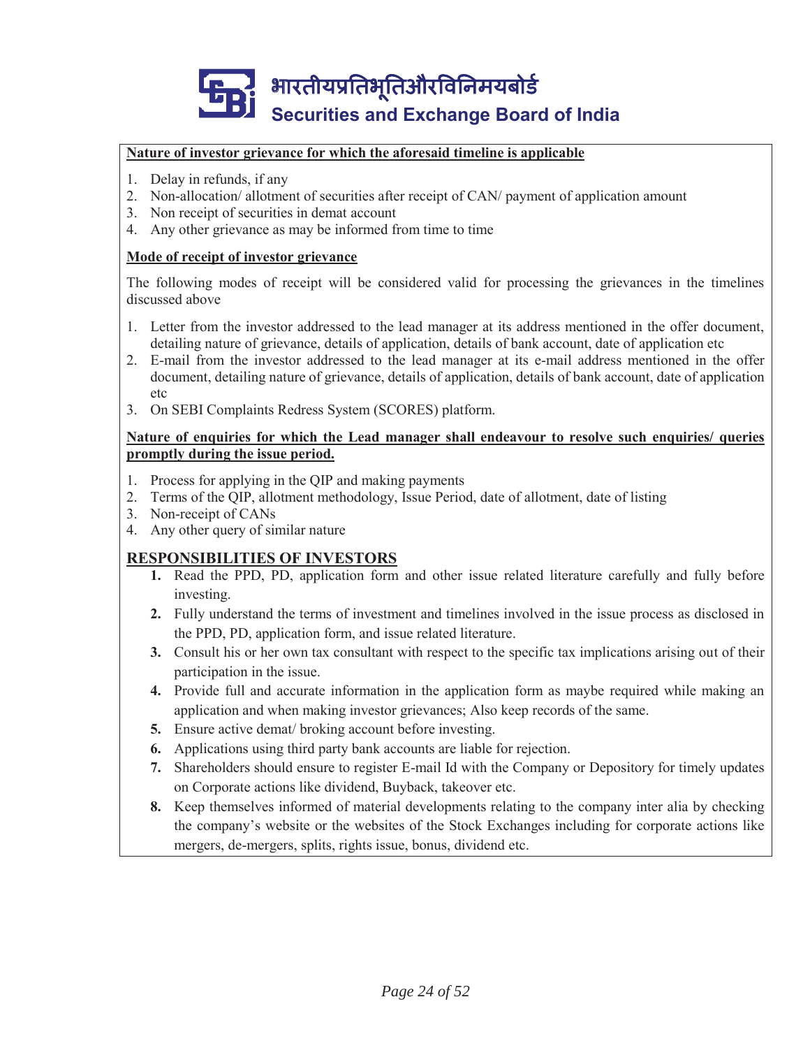**Nature of investor grievance for which the aforesaid timeline is applicable**

1. Delay in refunds, if any
2. Non-allocation/ allotment of securities after receipt of CAN/ payment of application amount
3. Non receipt of securities in demat account
4. Any other grievance as may be informed from time to time

**Mode of receipt of investor grievance**

The following modes of receipt will be considered valid for processing the grievances in the timelines discussed above

1. Letter from the investor addressed to the lead manager at its address mentioned in the offer document, detailing nature of grievance, details of application, details of bank account, date of application etc
2. E-mail from the investor addressed to the lead manager at its e-mail address mentioned in the offer document, detailing nature of grievance, details of application, details of bank account, date of application etc
3. On SEBI Complaints Redress System (SCORES) platform.

**Nature of enquiries for which the Lead manager shall endeavour to resolve such enquiries/ queries promptly during the issue period.**

1. Process for applying in the QIP and making payments
2. Terms of the QIP, allotment methodology, Issue Period, date of allotment, date of listing
3. Non-receipt of CANs
4. Any other query of similar nature

## RESPONSIBILITIES OF INVESTORS

1. Read the PPD, PD, application form and other issue related literature carefully and fully before investing.
2. Fully understand the terms of investment and timelines involved in the issue process as disclosed in the PPD, PD, application form, and issue related literature.
3. Consult his or her own tax consultant with respect to the specific tax implications arising out of their participation in the issue.
4. Provide full and accurate information in the application form as maybe required while making an application and when making investor grievances; Also keep records of the same.
5. Ensure active demat/ broking account before investing.
6. Applications using third party bank accounts are liable for rejection.
7. Shareholders should ensure to register E-mail Id with the Company or Depository for timely updates on Corporate actions like dividend, Buyback, takeover etc.
8. Keep themselves informed of material developments relating to the company inter alia by checking the company's website or the websites of the Stock Exchanges including for corporate actions like mergers, de-mergers, splits, rights issue, bonus, dividend etc.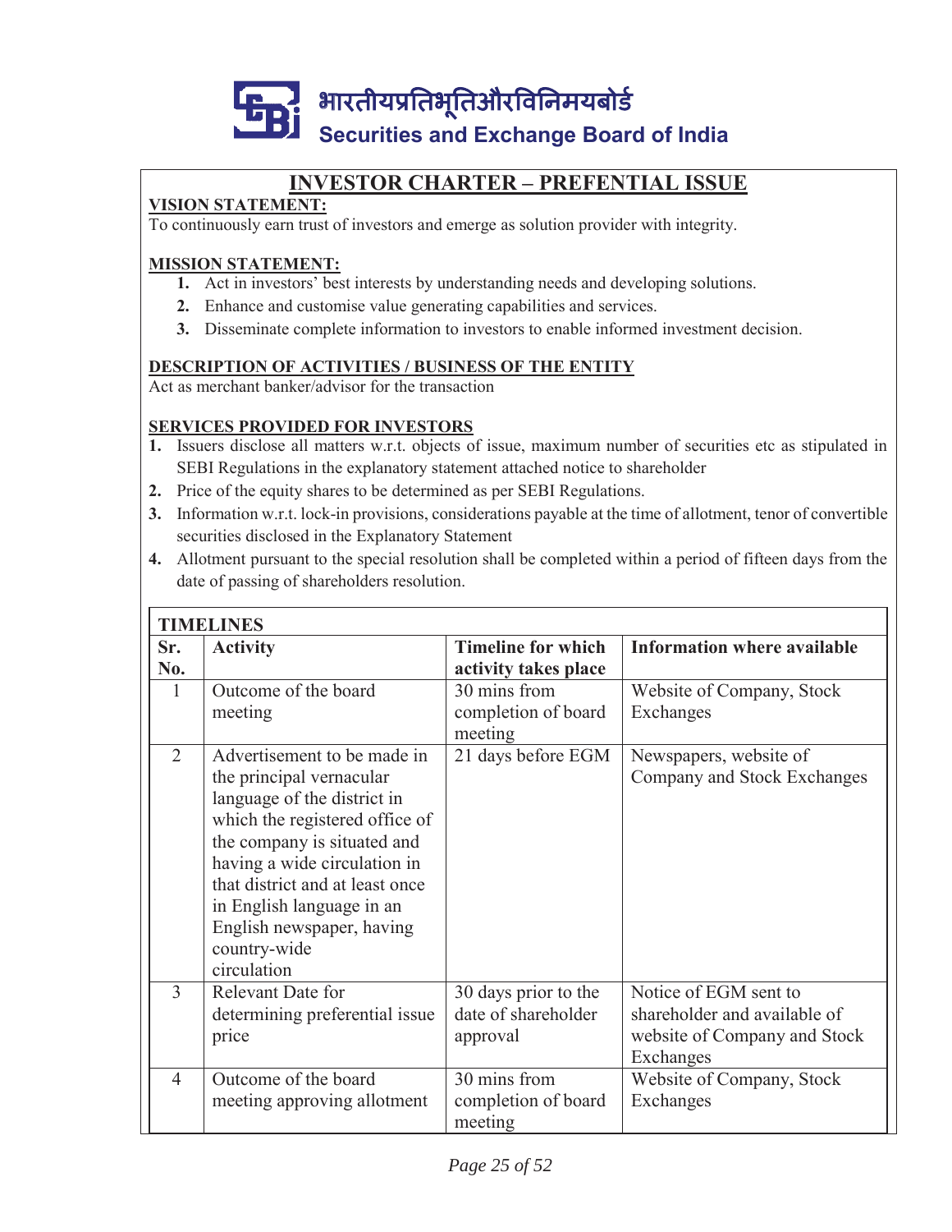# INVESTOR CHARTER – PREFENTIAL ISSUE

**VISION STATEMENT:**

To continuously earn trust of investors and emerge as solution provider with integrity.

**MISSION STATEMENT:**

1. Act in investors' best interests by understanding needs and developing solutions.
2. Enhance and customise value generating capabilities and services.
3. Disseminate complete information to investors to enable informed investment decision.

**DESCRIPTION OF ACTIVITIES / BUSINESS OF THE ENTITY**

Act as merchant banker/advisor for the transaction

**SERVICES PROVIDED FOR INVESTORS**

1. Issuers disclose all matters w.r.t. objects of issue, maximum number of securities etc as stipulated in SEBI Regulations in the explanatory statement attached notice to shareholder
2. Price of the equity shares to be determined as per SEBI Regulations.
3. Information w.r.t. lock-in provisions, considerations payable at the time of allotment, tenor of convertible securities disclosed in the Explanatory Statement
4. Allotment pursuant to the special resolution shall be completed within a period of fifteen days from the date of passing of shareholders resolution.

**TIMELINES**

| Sr. No. | Activity | Timeline for which activity takes place | Information where available |
|---|---|---|---|
| 1 | Outcome of the board meeting | 30 mins from completion of board meeting | Website of Company, Stock Exchanges |
| 2 | Advertisement to be made in the principal vernacular language of the district in which the registered office of the company is situated and having a wide circulation in that district and at least once in English language in an English newspaper, having country-wide circulation | 21 days before EGM | Newspapers, website of Company and Stock Exchanges |
| 3 | Relevant Date for determining preferential issue price | 30 days prior to the date of shareholder approval | Notice of EGM sent to shareholder and available of website of Company and Stock Exchanges |
| 4 | Outcome of the board meeting approving allotment | 30 mins from completion of board meeting | Website of Company, Stock Exchanges |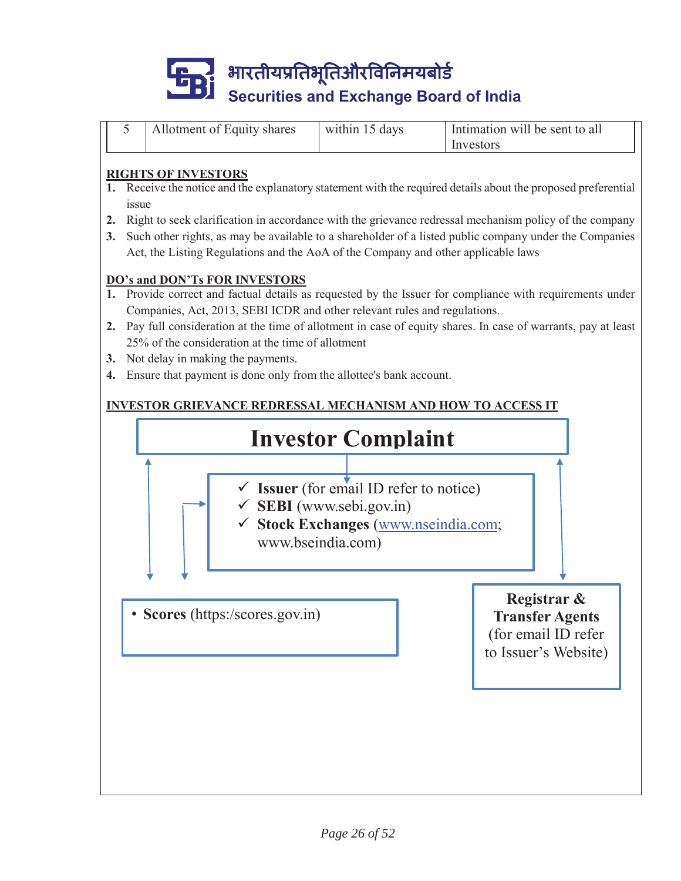| 5 | Allotment of Equity shares | within 15 days | Intimation will be sent to all Investors |
|---|---|---|---|

**RIGHTS OF INVESTORS**

1. Receive the notice and the explanatory statement with the required details about the proposed preferential issue
2. Right to seek clarification in accordance with the grievance redressal mechanism policy of the company
3. Such other rights, as may be available to a shareholder of a listed public company under the Companies Act, the Listing Regulations and the AoA of the Company and other applicable laws

**DO's and DON'Ts FOR INVESTORS**

1. Provide correct and factual details as requested by the Issuer for compliance with requirements under Companies, Act, 2013, SEBI ICDR and other relevant rules and regulations.
2. Pay full consideration at the time of allotment in case of equity shares. In case of warrants, pay at least 25% of the consideration at the time of allotment
3. Not delay in making the payments.
4. Ensure that payment is done only from the allottee's bank account.

**INVESTOR GRIEVANCE REDRESSAL MECHANISM AND HOW TO ACCESS IT**

**Investor Complaint**

- ✓ **Issuer** (for email ID refer to notice)
- ✓ **SEBI** (www.sebi.gov.in)
- ✓ **Stock Exchanges** (www.nseindia.com; www.bseindia.com)

- **Scores** (https:/scores.gov.in)

**Registrar & Transfer Agents** (for email ID refer to Issuer's Website)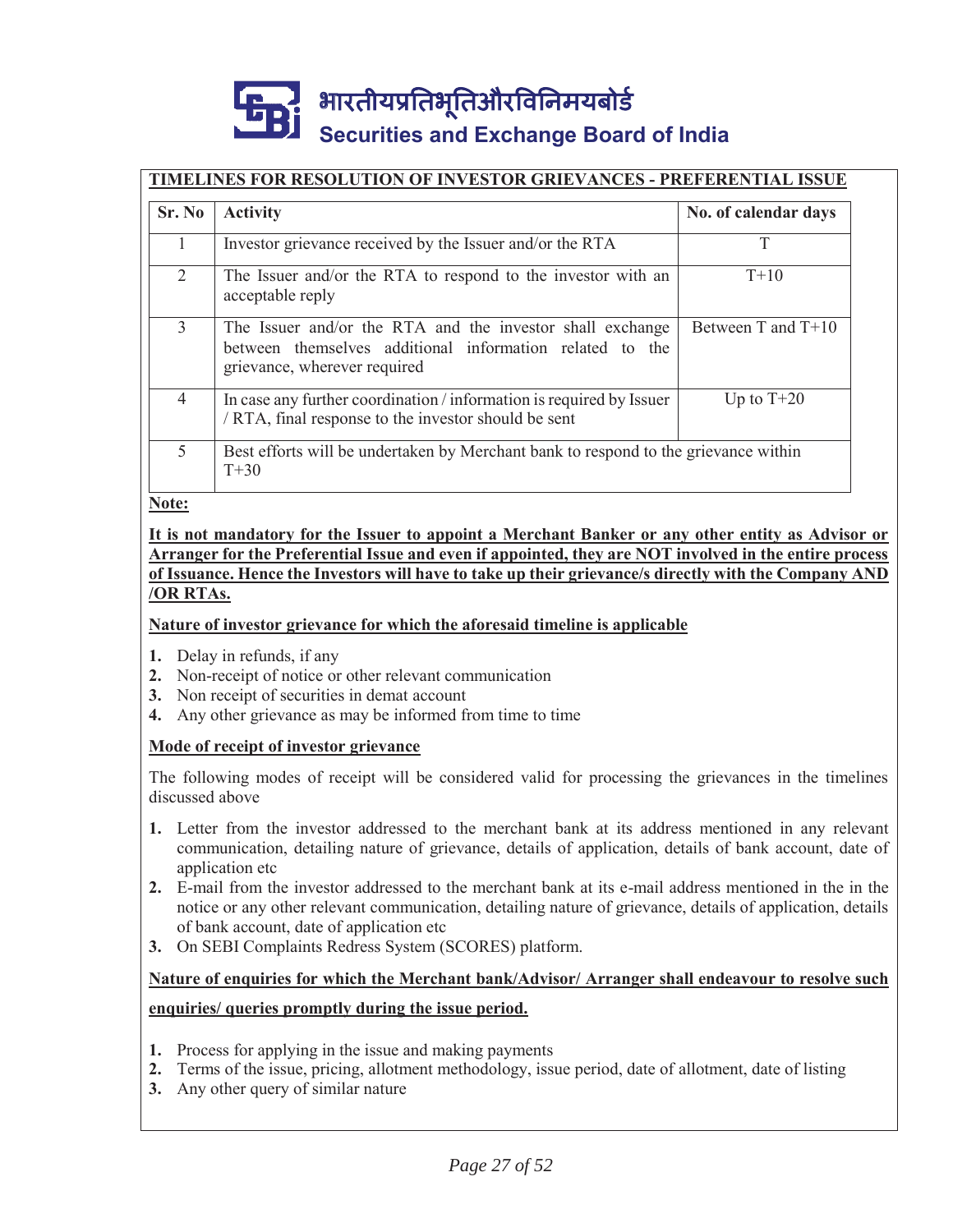## TIMELINES FOR RESOLUTION OF INVESTOR GRIEVANCES - PREFERENTIAL ISSUE

| Sr. No | Activity | No. of calendar days |
|---|---|---|
| 1 | Investor grievance received by the Issuer and/or the RTA | T |
| 2 | The Issuer and/or the RTA to respond to the investor with an acceptable reply | T+10 |
| 3 | The Issuer and/or the RTA and the investor shall exchange between themselves additional information related to the grievance, wherever required | Between T and T+10 |
| 4 | In case any further coordination / information is required by Issuer / RTA, final response to the investor should be sent | Up to T+20 |
| 5 | Best efforts will be undertaken by Merchant bank to respond to the grievance within T+30 | |

**Note:**

**It is not mandatory for the Issuer to appoint a Merchant Banker or any other entity as Advisor or Arranger for the Preferential Issue and even if appointed, they are NOT involved in the entire process of Issuance. Hence the Investors will have to take up their grievance/s directly with the Company AND /OR RTAs.**

**Nature of investor grievance for which the aforesaid timeline is applicable**

1. Delay in refunds, if any
2. Non-receipt of notice or other relevant communication
3. Non receipt of securities in demat account
4. Any other grievance as may be informed from time to time

**Mode of receipt of investor grievance**

The following modes of receipt will be considered valid for processing the grievances in the timelines discussed above

1. Letter from the investor addressed to the merchant bank at its address mentioned in any relevant communication, detailing nature of grievance, details of application, details of bank account, date of application etc
2. E-mail from the investor addressed to the merchant bank at its e-mail address mentioned in the in the notice or any other relevant communication, detailing nature of grievance, details of application, details of bank account, date of application etc
3. On SEBI Complaints Redress System (SCORES) platform.

**Nature of enquiries for which the Merchant bank/Advisor/ Arranger shall endeavour to resolve such enquiries/ queries promptly during the issue period.**

1. Process for applying in the issue and making payments
2. Terms of the issue, pricing, allotment methodology, issue period, date of allotment, date of listing
3. Any other query of similar nature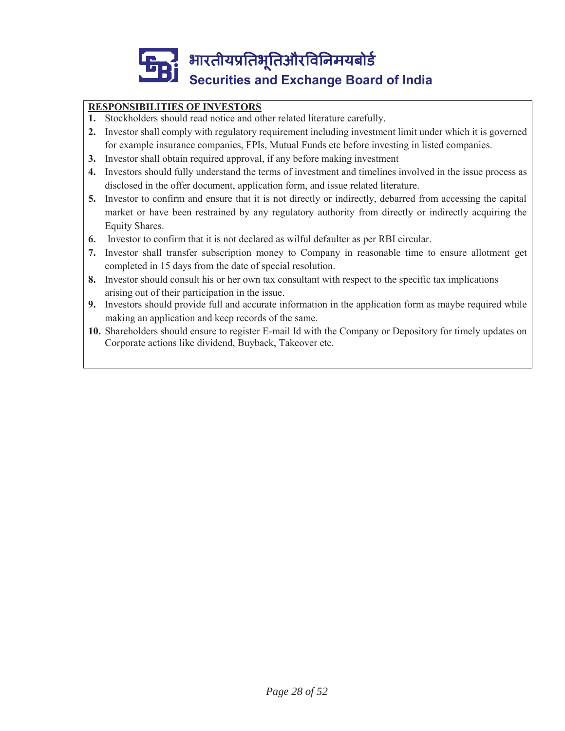## RESPONSIBILITIES OF INVESTORS

1. Stockholders should read notice and other related literature carefully.
2. Investor shall comply with regulatory requirement including investment limit under which it is governed for example insurance companies, FPIs, Mutual Funds etc before investing in listed companies.
3. Investor shall obtain required approval, if any before making investment
4. Investors should fully understand the terms of investment and timelines involved in the issue process as disclosed in the offer document, application form, and issue related literature.
5. Investor to confirm and ensure that it is not directly or indirectly, debarred from accessing the capital market or have been restrained by any regulatory authority from directly or indirectly acquiring the Equity Shares.
6. Investor to confirm that it is not declared as wilful defaulter as per RBI circular.
7. Investor shall transfer subscription money to Company in reasonable time to ensure allotment get completed in 15 days from the date of special resolution.
8. Investor should consult his or her own tax consultant with respect to the specific tax implications arising out of their participation in the issue.
9. Investors should provide full and accurate information in the application form as maybe required while making an application and keep records of the same.
10. Shareholders should ensure to register E-mail Id with the Company or Depository for timely updates on Corporate actions like dividend, Buyback, Takeover etc.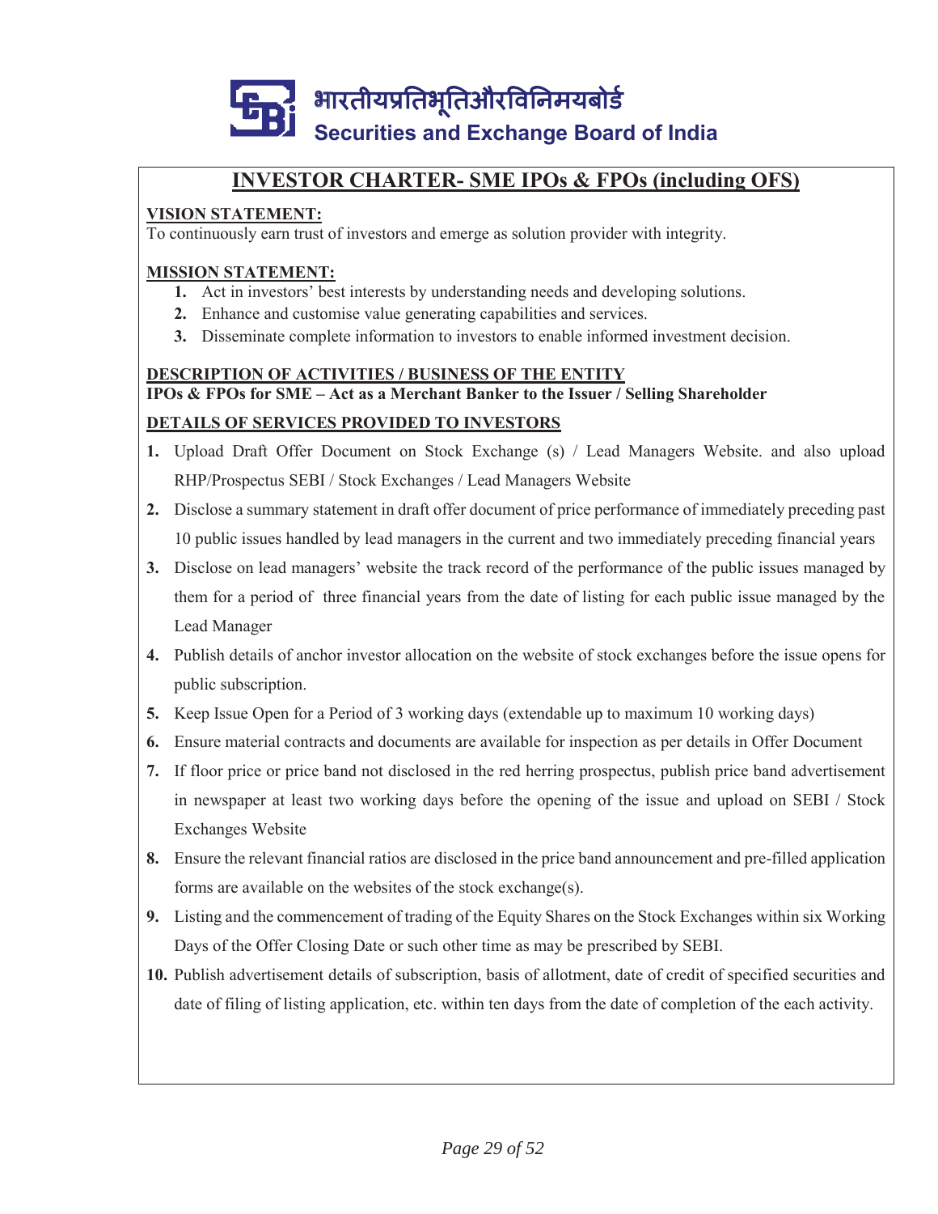भारतीयप्रतिभूतिऔरविनिमयबोर्ड
Securities and Exchange Board of India

# INVESTOR CHARTER- SME IPOs & FPOs (including OFS)

**VISION STATEMENT:**

To continuously earn trust of investors and emerge as solution provider with integrity.

**MISSION STATEMENT:**

1. Act in investors' best interests by understanding needs and developing solutions.
2. Enhance and customise value generating capabilities and services.
3. Disseminate complete information to investors to enable informed investment decision.

**DESCRIPTION OF ACTIVITIES / BUSINESS OF THE ENTITY**

**IPOs & FPOs for SME – Act as a Merchant Banker to the Issuer / Selling Shareholder**

**DETAILS OF SERVICES PROVIDED TO INVESTORS**

1. Upload Draft Offer Document on Stock Exchange (s) / Lead Managers Website. and also upload RHP/Prospectus SEBI / Stock Exchanges / Lead Managers Website
2. Disclose a summary statement in draft offer document of price performance of immediately preceding past 10 public issues handled by lead managers in the current and two immediately preceding financial years
3. Disclose on lead managers' website the track record of the performance of the public issues managed by them for a period of three financial years from the date of listing for each public issue managed by the Lead Manager
4. Publish details of anchor investor allocation on the website of stock exchanges before the issue opens for public subscription.
5. Keep Issue Open for a Period of 3 working days (extendable up to maximum 10 working days)
6. Ensure material contracts and documents are available for inspection as per details in Offer Document
7. If floor price or price band not disclosed in the red herring prospectus, publish price band advertisement in newspaper at least two working days before the opening of the issue and upload on SEBI / Stock Exchanges Website
8. Ensure the relevant financial ratios are disclosed in the price band announcement and pre-filled application forms are available on the websites of the stock exchange(s).
9. Listing and the commencement of trading of the Equity Shares on the Stock Exchanges within six Working Days of the Offer Closing Date or such other time as may be prescribed by SEBI.
10. Publish advertisement details of subscription, basis of allotment, date of credit of specified securities and date of filing of listing application, etc. within ten days from the date of completion of the each activity.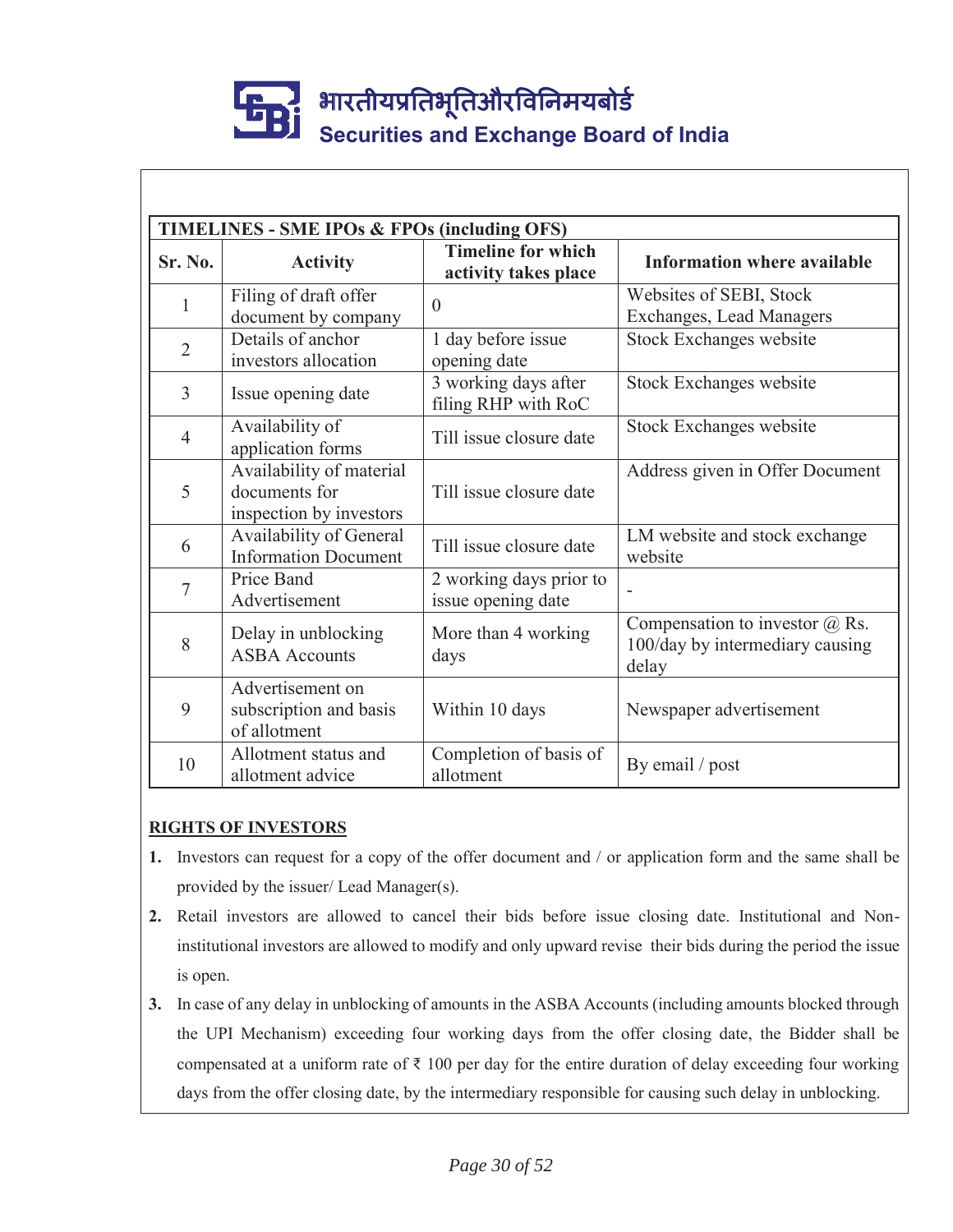| TIMELINES - SME IPOs & FPOs (including OFS) | | | |
|---|---|---|---|
| **Sr. No.** | **Activity** | **Timeline for which activity takes place** | **Information where available** |
| 1 | Filing of draft offer document by company | 0 | Websites of SEBI, Stock Exchanges, Lead Managers |
| 2 | Details of anchor investors allocation | 1 day before issue opening date | Stock Exchanges website |
| 3 | Issue opening date | 3 working days after filing RHP with RoC | Stock Exchanges website |
| 4 | Availability of application forms | Till issue closure date | Stock Exchanges website |
| 5 | Availability of material documents for inspection by investors | Till issue closure date | Address given in Offer Document |
| 6 | Availability of General Information Document | Till issue closure date | LM website and stock exchange website |
| 7 | Price Band Advertisement | 2 working days prior to issue opening date | - |
| 8 | Delay in unblocking ASBA Accounts | More than 4 working days | Compensation to investor @ Rs. 100/day by intermediary causing delay |
| 9 | Advertisement on subscription and basis of allotment | Within 10 days | Newspaper advertisement |
| 10 | Allotment status and allotment advice | Completion of basis of allotment | By email / post |

**RIGHTS OF INVESTORS**

1. Investors can request for a copy of the offer document and / or application form and the same shall be provided by the issuer/ Lead Manager(s).
2. Retail investors are allowed to cancel their bids before issue closing date. Institutional and Non-institutional investors are allowed to modify and only upward revise their bids during the period the issue is open.
3. In case of any delay in unblocking of amounts in the ASBA Accounts (including amounts blocked through the UPI Mechanism) exceeding four working days from the offer closing date, the Bidder shall be compensated at a uniform rate of ₹ 100 per day for the entire duration of delay exceeding four working days from the offer closing date, by the intermediary responsible for causing such delay in unblocking.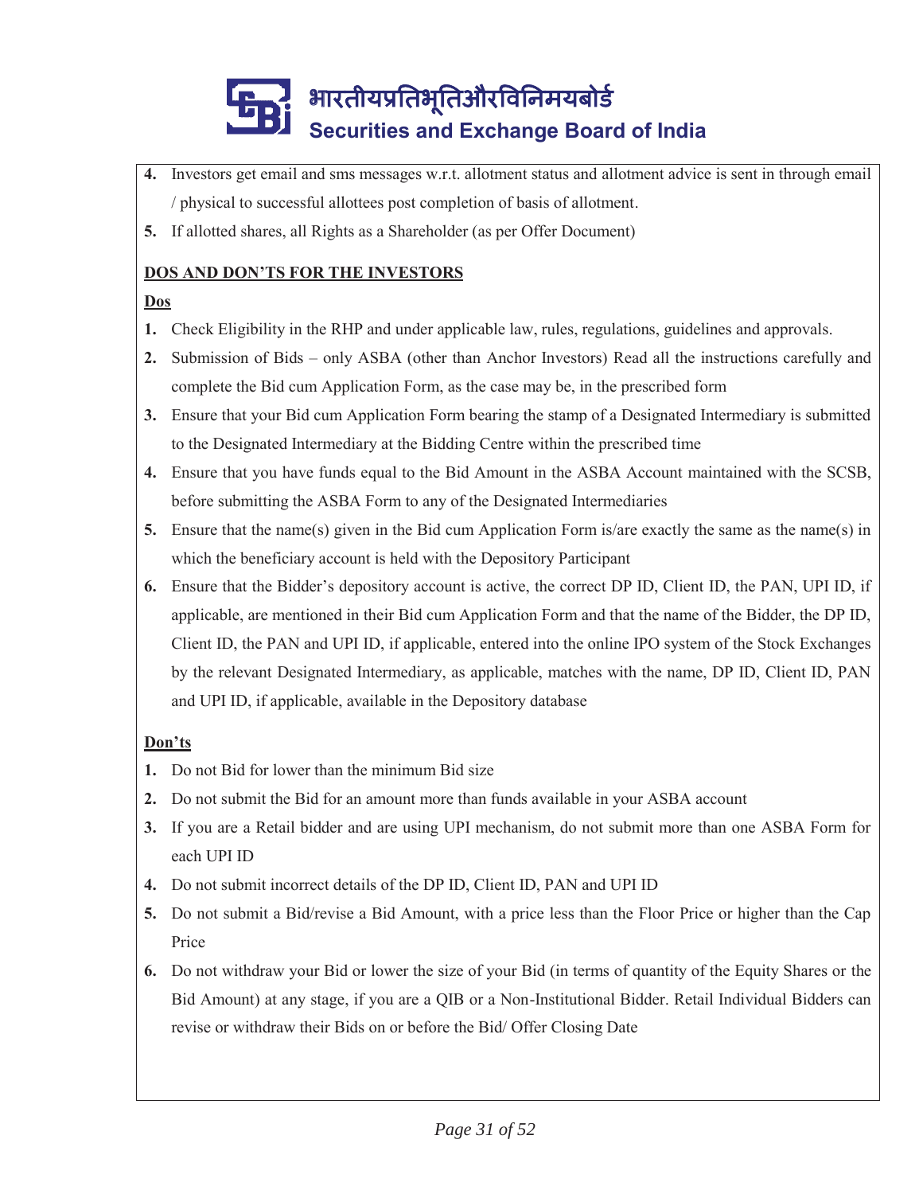4. Investors get email and sms messages w.r.t. allotment status and allotment advice is sent in through email / physical to successful allottees post completion of basis of allotment.
5. If allotted shares, all Rights as a Shareholder (as per Offer Document)

**DOS AND DON'TS FOR THE INVESTORS**

**Dos**

1. Check Eligibility in the RHP and under applicable law, rules, regulations, guidelines and approvals.
2. Submission of Bids – only ASBA (other than Anchor Investors) Read all the instructions carefully and complete the Bid cum Application Form, as the case may be, in the prescribed form
3. Ensure that your Bid cum Application Form bearing the stamp of a Designated Intermediary is submitted to the Designated Intermediary at the Bidding Centre within the prescribed time
4. Ensure that you have funds equal to the Bid Amount in the ASBA Account maintained with the SCSB, before submitting the ASBA Form to any of the Designated Intermediaries
5. Ensure that the name(s) given in the Bid cum Application Form is/are exactly the same as the name(s) in which the beneficiary account is held with the Depository Participant
6. Ensure that the Bidder's depository account is active, the correct DP ID, Client ID, the PAN, UPI ID, if applicable, are mentioned in their Bid cum Application Form and that the name of the Bidder, the DP ID, Client ID, the PAN and UPI ID, if applicable, entered into the online IPO system of the Stock Exchanges by the relevant Designated Intermediary, as applicable, matches with the name, DP ID, Client ID, PAN and UPI ID, if applicable, available in the Depository database

**Don'ts**

1. Do not Bid for lower than the minimum Bid size
2. Do not submit the Bid for an amount more than funds available in your ASBA account
3. If you are a Retail bidder and are using UPI mechanism, do not submit more than one ASBA Form for each UPI ID
4. Do not submit incorrect details of the DP ID, Client ID, PAN and UPI ID
5. Do not submit a Bid/revise a Bid Amount, with a price less than the Floor Price or higher than the Cap Price
6. Do not withdraw your Bid or lower the size of your Bid (in terms of quantity of the Equity Shares or the Bid Amount) at any stage, if you are a QIB or a Non-Institutional Bidder. Retail Individual Bidders can revise or withdraw their Bids on or before the Bid/ Offer Closing Date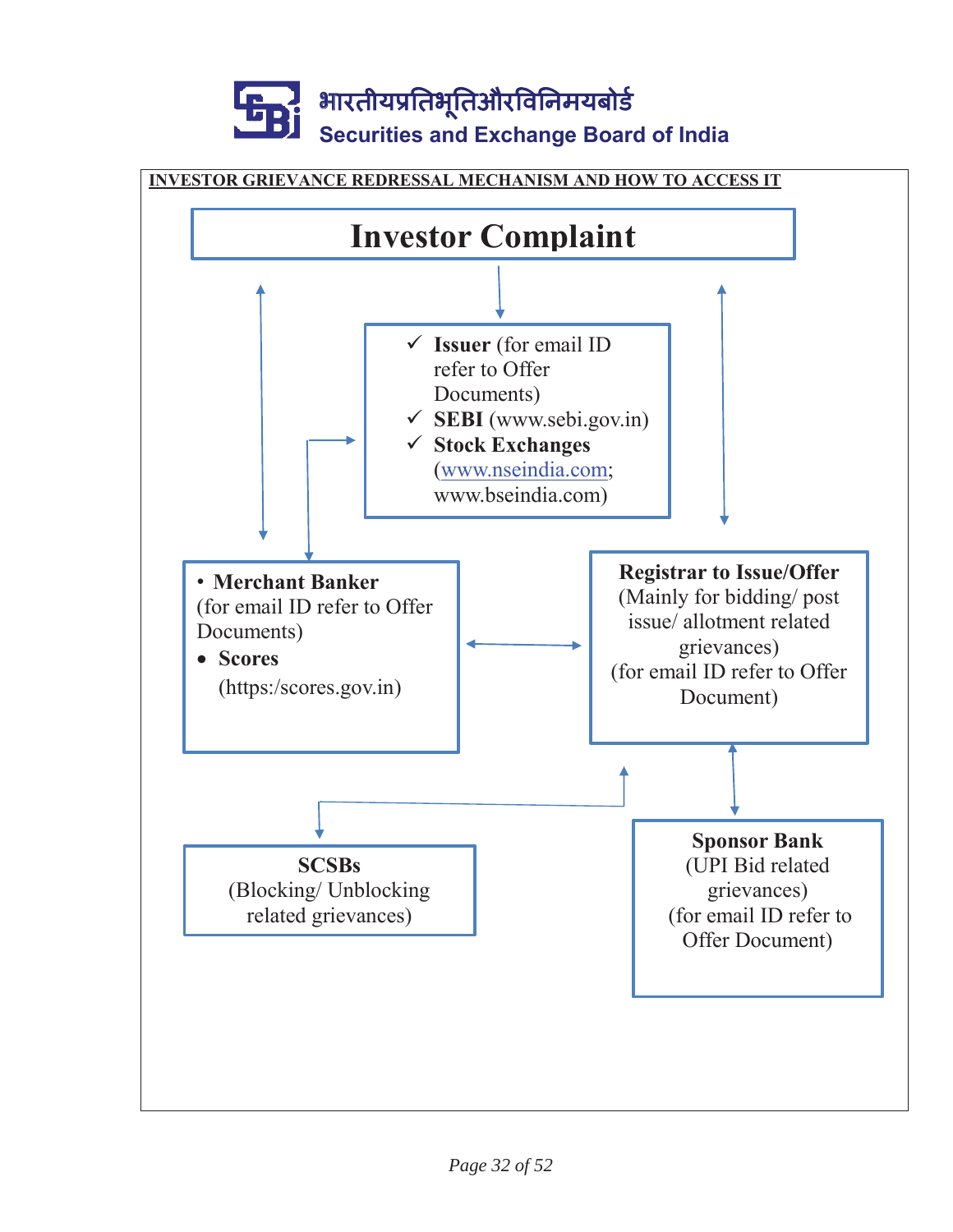**INVESTOR GRIEVANCE REDRESSAL MECHANISM AND HOW TO ACCESS IT**

# Investor Complaint

- ✓ **Issuer** (for email ID refer to Offer Documents)
- ✓ **SEBI** (www.sebi.gov.in)
- ✓ **Stock Exchanges** (www.nseindia.com; www.bseindia.com)

- **Merchant Banker** (for email ID refer to Offer Documents)
- **Scores** (https:/scores.gov.in)

**Registrar to Issue/Offer**
(Mainly for bidding/ post issue/ allotment related grievances)
(for email ID refer to Offer Document)

**SCSBs**
(Blocking/ Unblocking related grievances)

**Sponsor Bank**
(UPI Bid related grievances)
(for email ID refer to Offer Document)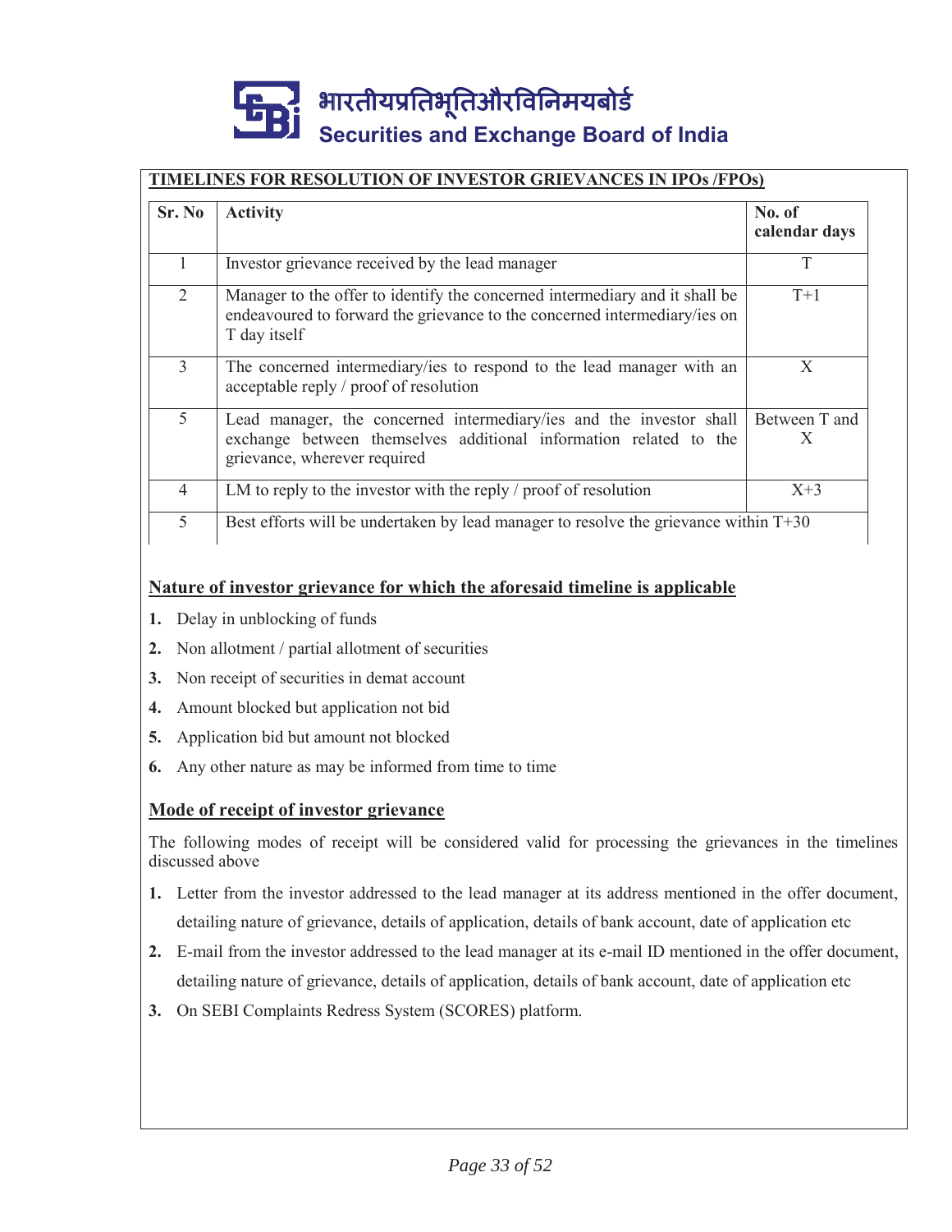## TIMELINES FOR RESOLUTION OF INVESTOR GRIEVANCES IN IPOs /FPOs)

| Sr. No | Activity | No. of calendar days |
|---|---|---|
| 1 | Investor grievance received by the lead manager | T |
| 2 | Manager to the offer to identify the concerned intermediary and it shall be endeavoured to forward the grievance to the concerned intermediary/ies on T day itself | T+1 |
| 3 | The concerned intermediary/ies to respond to the lead manager with an acceptable reply / proof of resolution | X |
| 5 | Lead manager, the concerned intermediary/ies and the investor shall exchange between themselves additional information related to the grievance, wherever required | Between T and X |
| 4 | LM to reply to the investor with the reply / proof of resolution | X+3 |
| 5 | Best efforts will be undertaken by lead manager to resolve the grievance within T+30 | |

### Nature of investor grievance for which the aforesaid timeline is applicable

1. Delay in unblocking of funds
2. Non allotment / partial allotment of securities
3. Non receipt of securities in demat account
4. Amount blocked but application not bid
5. Application bid but amount not blocked
6. Any other nature as may be informed from time to time

### Mode of receipt of investor grievance

The following modes of receipt will be considered valid for processing the grievances in the timelines discussed above

1. Letter from the investor addressed to the lead manager at its address mentioned in the offer document, detailing nature of grievance, details of application, details of bank account, date of application etc
2. E-mail from the investor addressed to the lead manager at its e-mail ID mentioned in the offer document, detailing nature of grievance, details of application, details of bank account, date of application etc
3. On SEBI Complaints Redress System (SCORES) platform.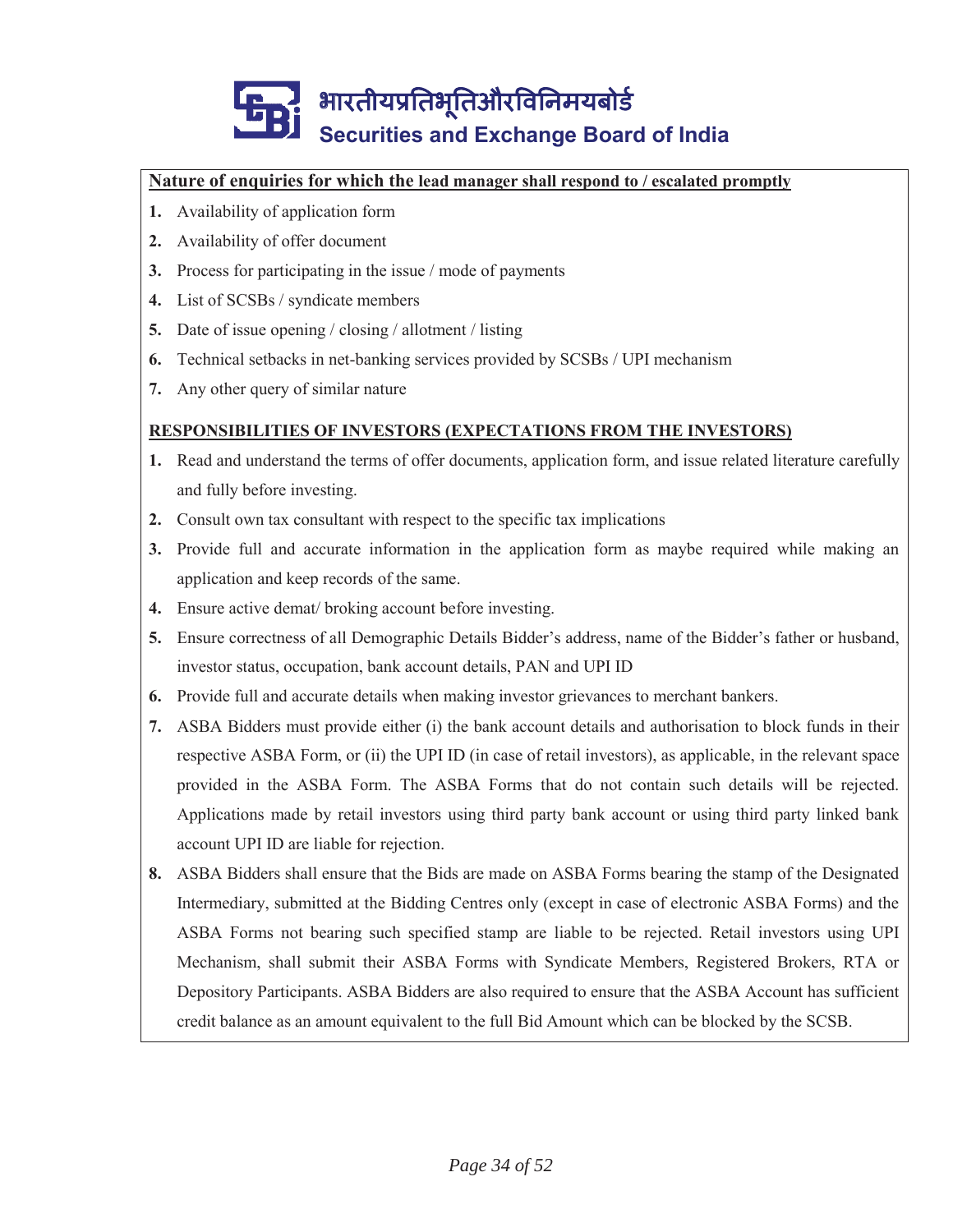**Nature of enquiries for which the lead manager shall respond to / escalated promptly**

1. Availability of application form
2. Availability of offer document
3. Process for participating in the issue / mode of payments
4. List of SCSBs / syndicate members
5. Date of issue opening / closing / allotment / listing
6. Technical setbacks in net-banking services provided by SCSBs / UPI mechanism
7. Any other query of similar nature

**RESPONSIBILITIES OF INVESTORS (EXPECTATIONS FROM THE INVESTORS)**

1. Read and understand the terms of offer documents, application form, and issue related literature carefully and fully before investing.
2. Consult own tax consultant with respect to the specific tax implications
3. Provide full and accurate information in the application form as maybe required while making an application and keep records of the same.
4. Ensure active demat/ broking account before investing.
5. Ensure correctness of all Demographic Details Bidder's address, name of the Bidder's father or husband, investor status, occupation, bank account details, PAN and UPI ID
6. Provide full and accurate details when making investor grievances to merchant bankers.
7. ASBA Bidders must provide either (i) the bank account details and authorisation to block funds in their respective ASBA Form, or (ii) the UPI ID (in case of retail investors), as applicable, in the relevant space provided in the ASBA Form. The ASBA Forms that do not contain such details will be rejected. Applications made by retail investors using third party bank account or using third party linked bank account UPI ID are liable for rejection.
8. ASBA Bidders shall ensure that the Bids are made on ASBA Forms bearing the stamp of the Designated Intermediary, submitted at the Bidding Centres only (except in case of electronic ASBA Forms) and the ASBA Forms not bearing such specified stamp are liable to be rejected. Retail investors using UPI Mechanism, shall submit their ASBA Forms with Syndicate Members, Registered Brokers, RTA or Depository Participants. ASBA Bidders are also required to ensure that the ASBA Account has sufficient credit balance as an amount equivalent to the full Bid Amount which can be blocked by the SCSB.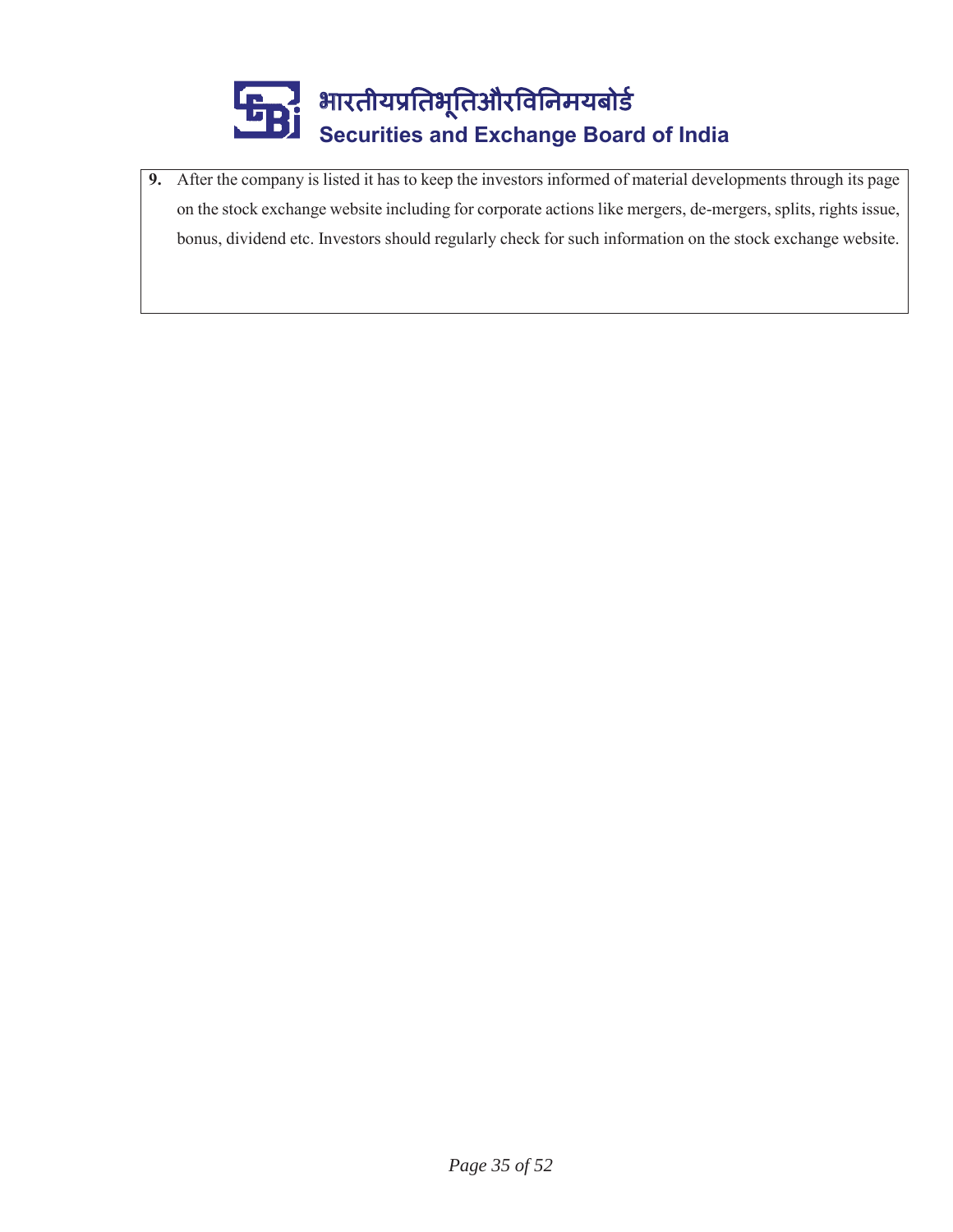**9.** After the company is listed it has to keep the investors informed of material developments through its page on the stock exchange website including for corporate actions like mergers, de-mergers, splits, rights issue, bonus, dividend etc. Investors should regularly check for such information on the stock exchange website.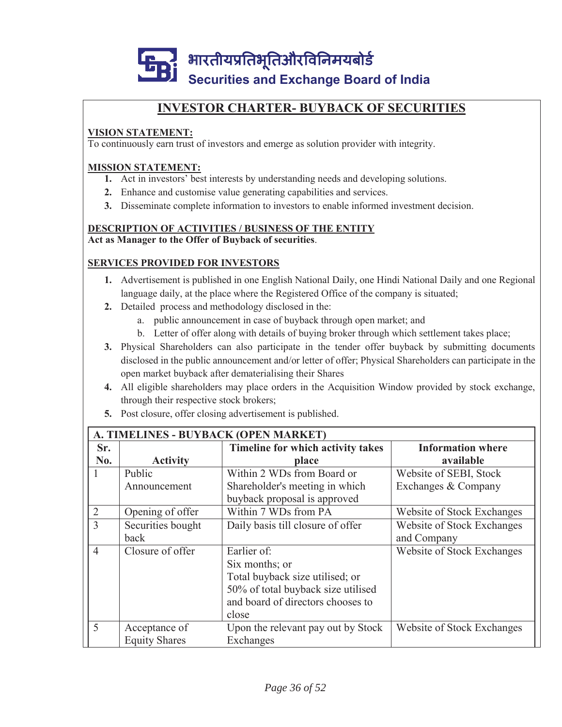भारतीयप्रतिभूतिऔरविनिमयबोर्ड
Securities and Exchange Board of India

# INVESTOR CHARTER- BUYBACK OF SECURITIES

**VISION STATEMENT:**
To continuously earn trust of investors and emerge as solution provider with integrity.

**MISSION STATEMENT:**

1. Act in investors' best interests by understanding needs and developing solutions.
2. Enhance and customise value generating capabilities and services.
3. Disseminate complete information to investors to enable informed investment decision.

**DESCRIPTION OF ACTIVITIES / BUSINESS OF THE ENTITY**
**Act as Manager to the Offer of Buyback of securities**.

**SERVICES PROVIDED FOR INVESTORS**

1. Advertisement is published in one English National Daily, one Hindi National Daily and one Regional language daily, at the place where the Registered Office of the company is situated;
2. Detailed process and methodology disclosed in the:
   a. public announcement in case of buyback through open market; and
   b. Letter of offer along with details of buying broker through which settlement takes place;
3. Physical Shareholders can also participate in the tender offer buyback by submitting documents disclosed in the public announcement and/or letter of offer; Physical Shareholders can participate in the open market buyback after dematerialising their Shares
4. All eligible shareholders may place orders in the Acquisition Window provided by stock exchange, through their respective stock brokers;
5. Post closure, offer closing advertisement is published.

**A. TIMELINES - BUYBACK (OPEN MARKET)**

| Sr. No. | Activity | Timeline for which activity takes place | Information where available |
|---|---|---|---|
| 1 | Public Announcement | Within 2 WDs from Board or Shareholder's meeting in which buyback proposal is approved | Website of SEBI, Stock Exchanges & Company |
| 2 | Opening of offer | Within 7 WDs from PA | Website of Stock Exchanges |
| 3 | Securities bought back | Daily basis till closure of offer | Website of Stock Exchanges and Company |
| 4 | Closure of offer | Earlier of:<br>Six months; or<br>Total buyback size utilised; or<br>50% of total buyback size utilised and board of directors chooses to close | Website of Stock Exchanges |
| 5 | Acceptance of Equity Shares | Upon the relevant pay out by Stock Exchanges | Website of Stock Exchanges |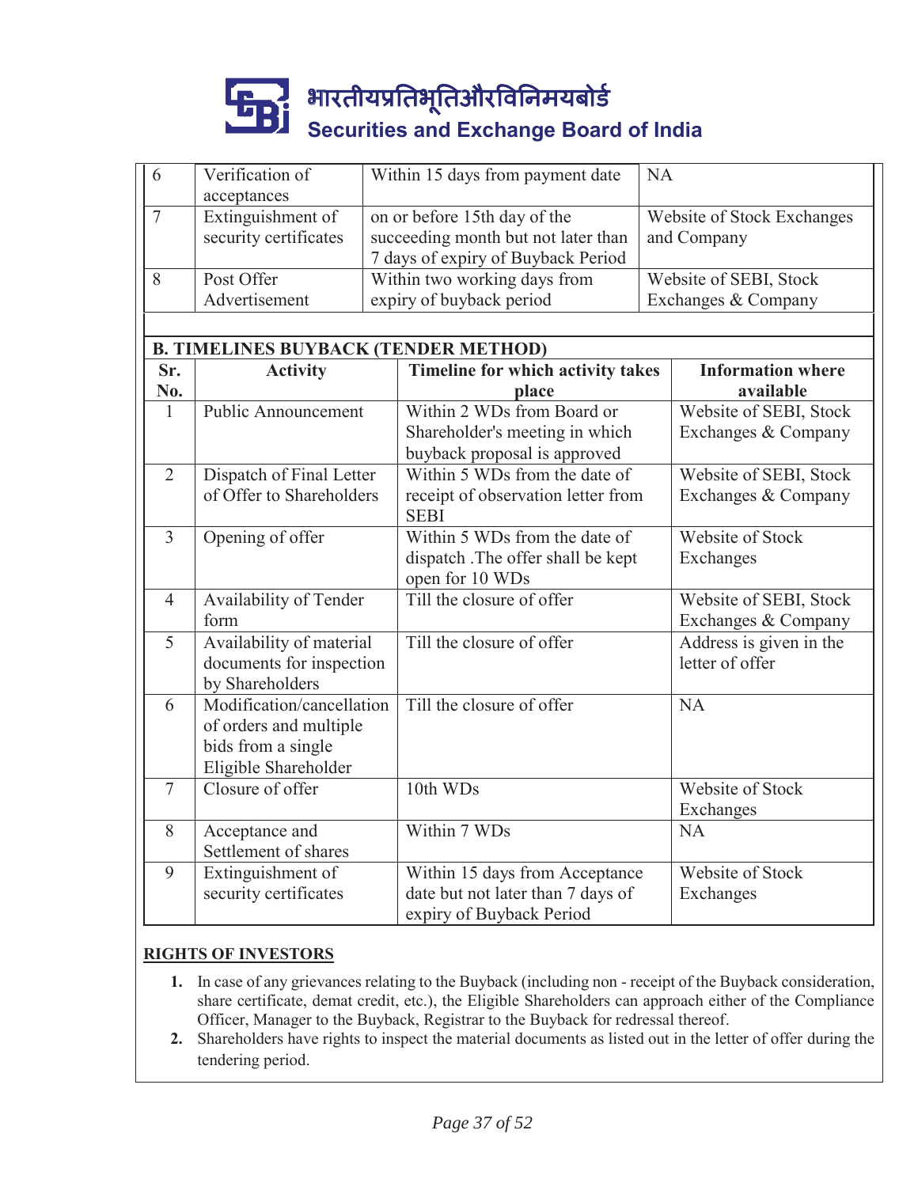| 6 | Verification of acceptances | Within 15 days from payment date | NA |
|---|---|---|---|
| 7 | Extinguishment of security certificates | on or before 15th day of the succeeding month but not later than 7 days of expiry of Buyback Period | Website of Stock Exchanges and Company |
| 8 | Post Offer Advertisement | Within two working days from expiry of buyback period | Website of SEBI, Stock Exchanges & Company |

**B. TIMELINES BUYBACK (TENDER METHOD)**

| Sr. No. | Activity | Timeline for which activity takes place | Information where available |
|---|---|---|---|
| 1 | Public Announcement | Within 2 WDs from Board or Shareholder's meeting in which buyback proposal is approved | Website of SEBI, Stock Exchanges & Company |
| 2 | Dispatch of Final Letter of Offer to Shareholders | Within 5 WDs from the date of receipt of observation letter from SEBI | Website of SEBI, Stock Exchanges & Company |
| 3 | Opening of offer | Within 5 WDs from the date of dispatch .The offer shall be kept open for 10 WDs | Website of Stock Exchanges |
| 4 | Availability of Tender form | Till the closure of offer | Website of SEBI, Stock Exchanges & Company |
| 5 | Availability of material documents for inspection by Shareholders | Till the closure of offer | Address is given in the letter of offer |
| 6 | Modification/cancellation of orders and multiple bids from a single Eligible Shareholder | Till the closure of offer | NA |
| 7 | Closure of offer | 10th WDs | Website of Stock Exchanges |
| 8 | Acceptance and Settlement of shares | Within 7 WDs | NA |
| 9 | Extinguishment of security certificates | Within 15 days from Acceptance date but not later than 7 days of expiry of Buyback Period | Website of Stock Exchanges |

**RIGHTS OF INVESTORS**

1. In case of any grievances relating to the Buyback (including non - receipt of the Buyback consideration, share certificate, demat credit, etc.), the Eligible Shareholders can approach either of the Compliance Officer, Manager to the Buyback, Registrar to the Buyback for redressal thereof.
2. Shareholders have rights to inspect the material documents as listed out in the letter of offer during the tendering period.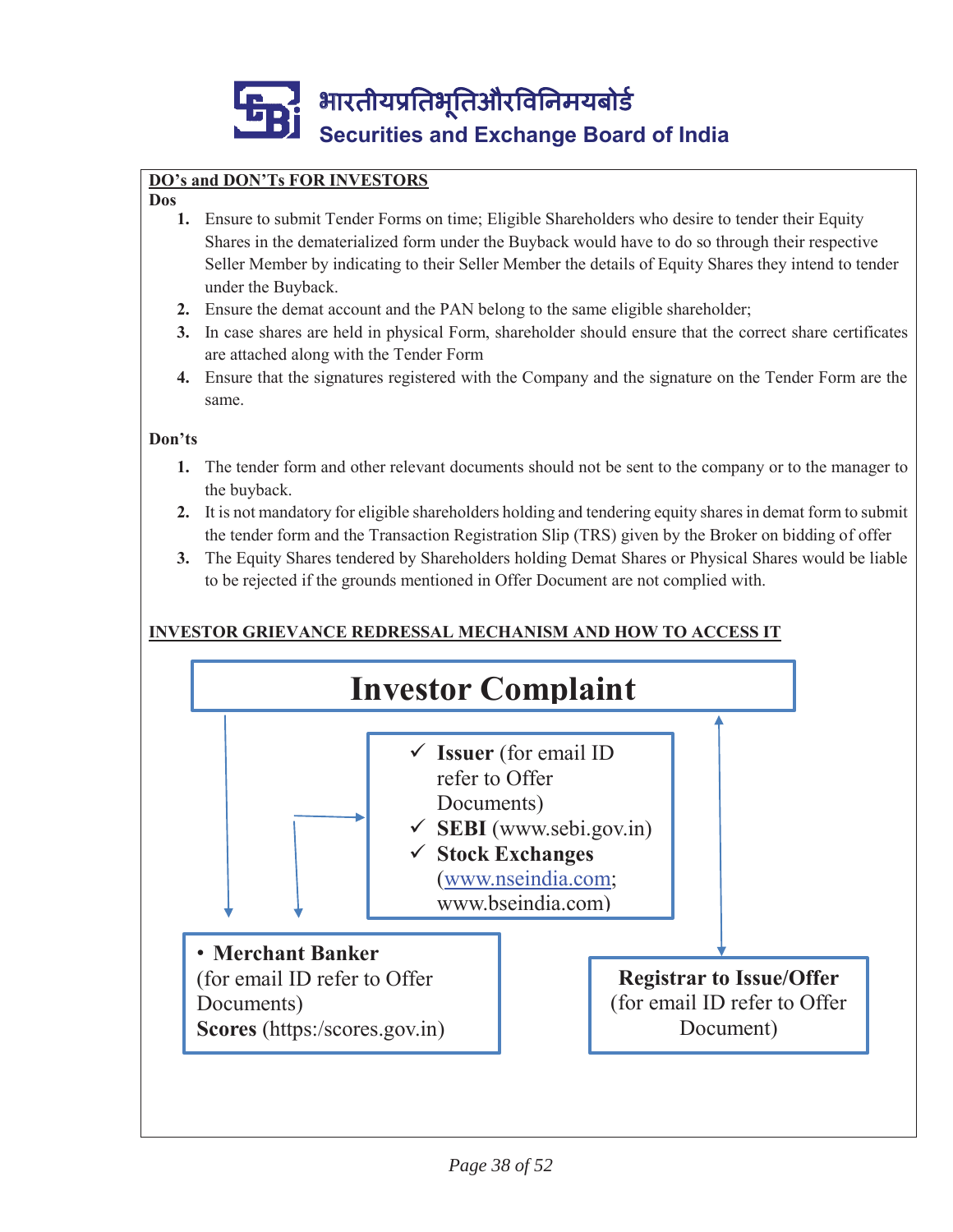भारतीयप्रतिभूतिऔरविनिमयबोर्ड
**Securities and Exchange Board of India**

## DO's and DON'Ts FOR INVESTORS

**Dos**

1. Ensure to submit Tender Forms on time; Eligible Shareholders who desire to tender their Equity Shares in the dematerialized form under the Buyback would have to do so through their respective Seller Member by indicating to their Seller Member the details of Equity Shares they intend to tender under the Buyback.
2. Ensure the demat account and the PAN belong to the same eligible shareholder;
3. In case shares are held in physical Form, shareholder should ensure that the correct share certificates are attached along with the Tender Form
4. Ensure that the signatures registered with the Company and the signature on the Tender Form are the same.

**Don'ts**

1. The tender form and other relevant documents should not be sent to the company or to the manager to the buyback.
2. It is not mandatory for eligible shareholders holding and tendering equity shares in demat form to submit the tender form and the Transaction Registration Slip (TRS) given by the Broker on bidding of offer
3. The Equity Shares tendered by Shareholders holding Demat Shares or Physical Shares would be liable to be rejected if the grounds mentioned in Offer Document are not complied with.

## INVESTOR GRIEVANCE REDRESSAL MECHANISM AND HOW TO ACCESS IT

**Investor Complaint**

- ✓ **Issuer** (for email ID refer to Offer Documents)
- ✓ **SEBI** (www.sebi.gov.in)
- ✓ **Stock Exchanges** (www.nseindia.com; www.bseindia.com)

- **Merchant Banker** (for email ID refer to Offer Documents)
  **Scores** (https:/scores.gov.in)

**Registrar to Issue/Offer** (for email ID refer to Offer Document)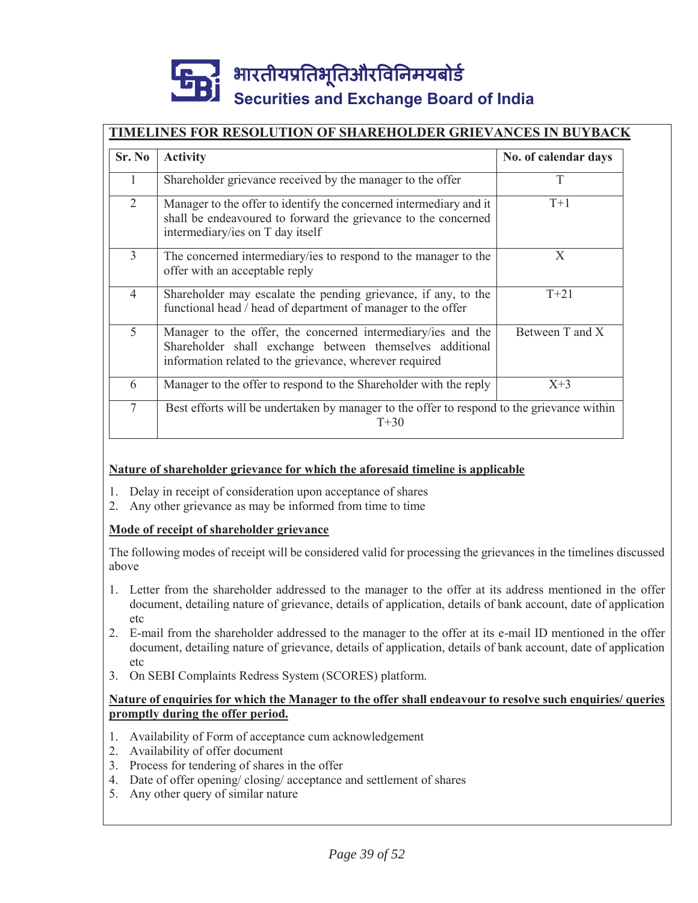## TIMELINES FOR RESOLUTION OF SHAREHOLDER GRIEVANCES IN BUYBACK

| Sr. No | Activity | No. of calendar days |
|---|---|---|
| 1 | Shareholder grievance received by the manager to the offer | T |
| 2 | Manager to the offer to identify the concerned intermediary and it shall be endeavoured to forward the grievance to the concerned intermediary/ies on T day itself | T+1 |
| 3 | The concerned intermediary/ies to respond to the manager to the offer with an acceptable reply | X |
| 4 | Shareholder may escalate the pending grievance, if any, to the functional head / head of department of manager to the offer | T+21 |
| 5 | Manager to the offer, the concerned intermediary/ies and the Shareholder shall exchange between themselves additional information related to the grievance, wherever required | Between T and X |
| 6 | Manager to the offer to respond to the Shareholder with the reply | X+3 |
| 7 | Best efforts will be undertaken by manager to the offer to respond to the grievance within T+30 | |

**Nature of shareholder grievance for which the aforesaid timeline is applicable**

1. Delay in receipt of consideration upon acceptance of shares
2. Any other grievance as may be informed from time to time

**Mode of receipt of shareholder grievance**

The following modes of receipt will be considered valid for processing the grievances in the timelines discussed above

1. Letter from the shareholder addressed to the manager to the offer at its address mentioned in the offer document, detailing nature of grievance, details of application, details of bank account, date of application etc
2. E-mail from the shareholder addressed to the manager to the offer at its e-mail ID mentioned in the offer document, detailing nature of grievance, details of application, details of bank account, date of application etc
3. On SEBI Complaints Redress System (SCORES) platform.

**Nature of enquiries for which the Manager to the offer shall endeavour to resolve such enquiries/ queries promptly during the offer period.**

1. Availability of Form of acceptance cum acknowledgement
2. Availability of offer document
3. Process for tendering of shares in the offer
4. Date of offer opening/ closing/ acceptance and settlement of shares
5. Any other query of similar nature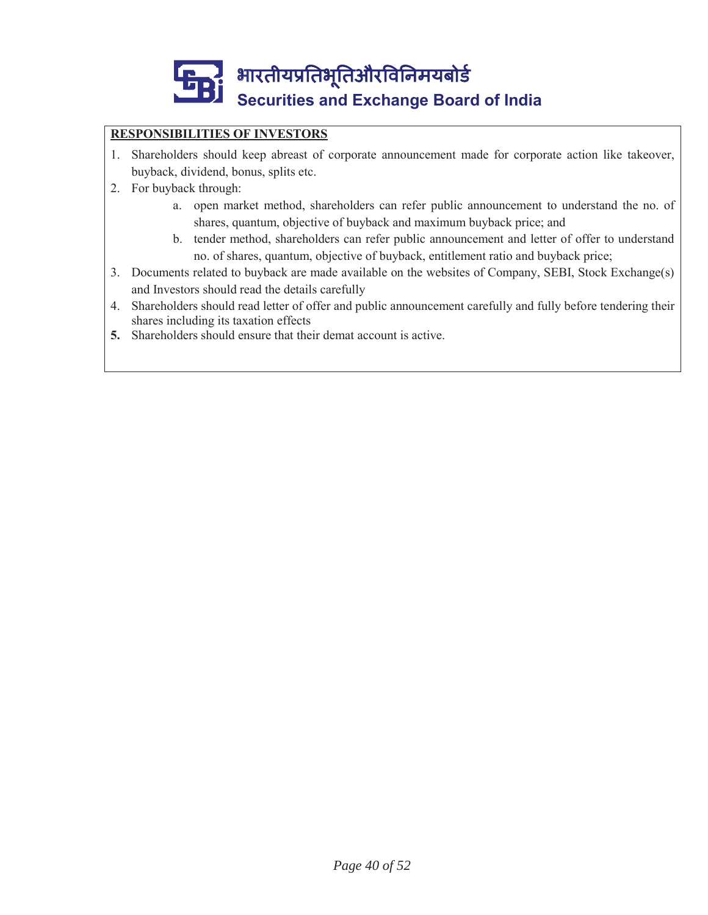**RESPONSIBILITIES OF INVESTORS**

1. Shareholders should keep abreast of corporate announcement made for corporate action like takeover, buyback, dividend, bonus, splits etc.
2. For buyback through:
   a. open market method, shareholders can refer public announcement to understand the no. of shares, quantum, objective of buyback and maximum buyback price; and
   b. tender method, shareholders can refer public announcement and letter of offer to understand no. of shares, quantum, objective of buyback, entitlement ratio and buyback price;
3. Documents related to buyback are made available on the websites of Company, SEBI, Stock Exchange(s) and Investors should read the details carefully
4. Shareholders should read letter of offer and public announcement carefully and fully before tendering their shares including its taxation effects
5. Shareholders should ensure that their demat account is active.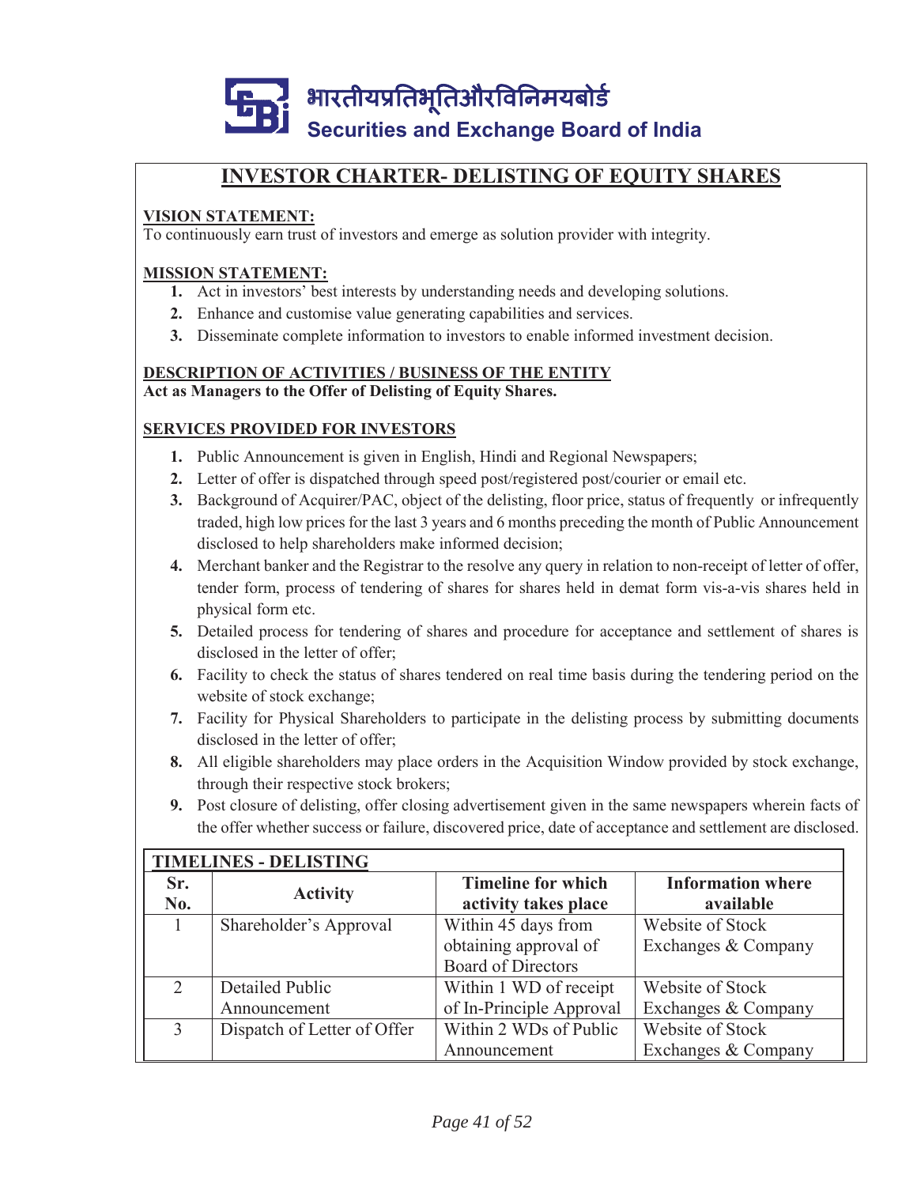भारतीयप्रतिभूतिऔरविनिमयबोर्ड
Securities and Exchange Board of India

# INVESTOR CHARTER- DELISTING OF EQUITY SHARES

**VISION STATEMENT:**
To continuously earn trust of investors and emerge as solution provider with integrity.

**MISSION STATEMENT:**

1. Act in investors' best interests by understanding needs and developing solutions.
2. Enhance and customise value generating capabilities and services.
3. Disseminate complete information to investors to enable informed investment decision.

**DESCRIPTION OF ACTIVITIES / BUSINESS OF THE ENTITY**
**Act as Managers to the Offer of Delisting of Equity Shares.**

**SERVICES PROVIDED FOR INVESTORS**

1. Public Announcement is given in English, Hindi and Regional Newspapers;
2. Letter of offer is dispatched through speed post/registered post/courier or email etc.
3. Background of Acquirer/PAC, object of the delisting, floor price, status of frequently or infrequently traded, high low prices for the last 3 years and 6 months preceding the month of Public Announcement disclosed to help shareholders make informed decision;
4. Merchant banker and the Registrar to the resolve any query in relation to non-receipt of letter of offer, tender form, process of tendering of shares for shares held in demat form vis-a-vis shares held in physical form etc.
5. Detailed process for tendering of shares and procedure for acceptance and settlement of shares is disclosed in the letter of offer;
6. Facility to check the status of shares tendered on real time basis during the tendering period on the website of stock exchange;
7. Facility for Physical Shareholders to participate in the delisting process by submitting documents disclosed in the letter of offer;
8. All eligible shareholders may place orders in the Acquisition Window provided by stock exchange, through their respective stock brokers;
9. Post closure of delisting, offer closing advertisement given in the same newspapers wherein facts of the offer whether success or failure, discovered price, date of acceptance and settlement are disclosed.

**TIMELINES - DELISTING**

| Sr. No. | Activity | Timeline for which activity takes place | Information where available |
|---|---|---|---|
| 1 | Shareholder's Approval | Within 45 days from obtaining approval of Board of Directors | Website of Stock Exchanges & Company |
| 2 | Detailed Public Announcement | Within 1 WD of receipt of In-Principle Approval | Website of Stock Exchanges & Company |
| 3 | Dispatch of Letter of Offer | Within 2 WDs of Public Announcement | Website of Stock Exchanges & Company |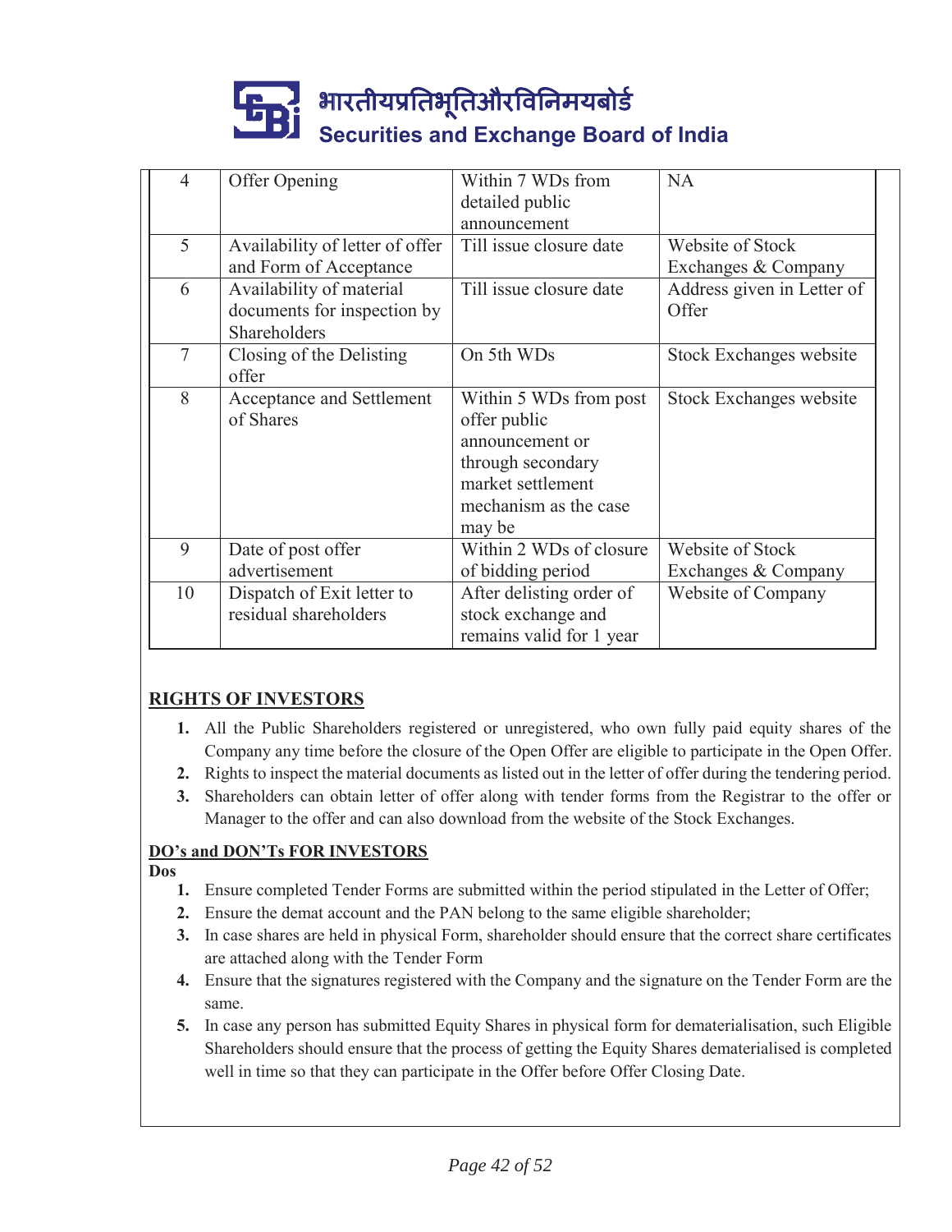| 4 | Offer Opening | Within 7 WDs from detailed public announcement | NA |
|---|---|---|---|
| 5 | Availability of letter of offer and Form of Acceptance | Till issue closure date | Website of Stock Exchanges & Company |
| 6 | Availability of material documents for inspection by Shareholders | Till issue closure date | Address given in Letter of Offer |
| 7 | Closing of the Delisting offer | On 5th WDs | Stock Exchanges website |
| 8 | Acceptance and Settlement of Shares | Within 5 WDs from post offer public announcement or through secondary market settlement mechanism as the case may be | Stock Exchanges website |
| 9 | Date of post offer advertisement | Within 2 WDs of closure of bidding period | Website of Stock Exchanges & Company |
| 10 | Dispatch of Exit letter to residual shareholders | After delisting order of stock exchange and remains valid for 1 year | Website of Company |

## RIGHTS OF INVESTORS

1. All the Public Shareholders registered or unregistered, who own fully paid equity shares of the Company any time before the closure of the Open Offer are eligible to participate in the Open Offer.
2. Rights to inspect the material documents as listed out in the letter of offer during the tendering period.
3. Shareholders can obtain letter of offer along with tender forms from the Registrar to the offer or Manager to the offer and can also download from the website of the Stock Exchanges.

## DO's and DON'Ts FOR INVESTORS

**Dos**

1. Ensure completed Tender Forms are submitted within the period stipulated in the Letter of Offer;
2. Ensure the demat account and the PAN belong to the same eligible shareholder;
3. In case shares are held in physical Form, shareholder should ensure that the correct share certificates are attached along with the Tender Form
4. Ensure that the signatures registered with the Company and the signature on the Tender Form are the same.
5. In case any person has submitted Equity Shares in physical form for dematerialisation, such Eligible Shareholders should ensure that the process of getting the Equity Shares dematerialised is completed well in time so that they can participate in the Offer before Offer Closing Date.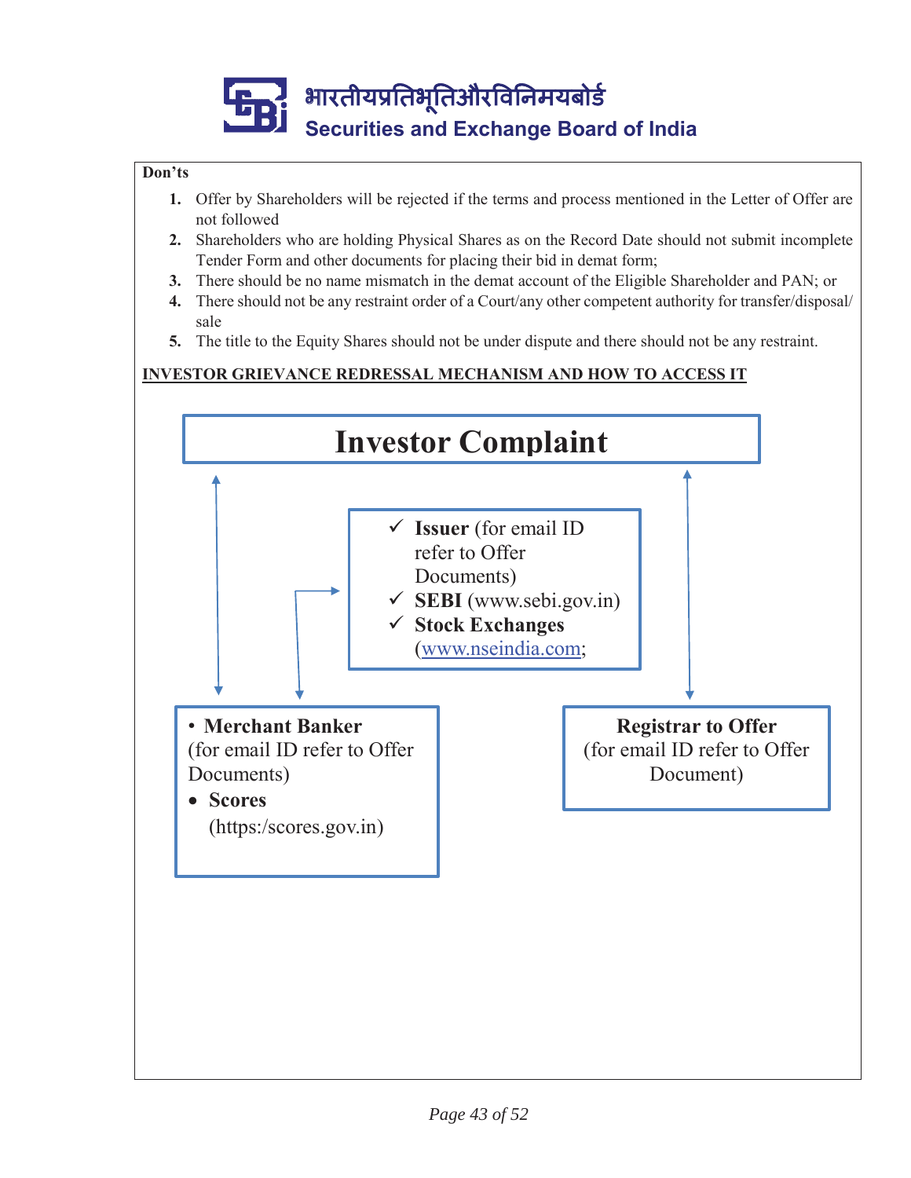**Don'ts**

1. Offer by Shareholders will be rejected if the terms and process mentioned in the Letter of Offer are not followed
2. Shareholders who are holding Physical Shares as on the Record Date should not submit incomplete Tender Form and other documents for placing their bid in demat form;
3. There should be no name mismatch in the demat account of the Eligible Shareholder and PAN; or
4. There should not be any restraint order of a Court/any other competent authority for transfer/disposal/ sale
5. The title to the Equity Shares should not be under dispute and there should not be any restraint.

**INVESTOR GRIEVANCE REDRESSAL MECHANISM AND HOW TO ACCESS IT**

**Investor Complaint**

- ✓ **Issuer** (for email ID refer to Offer Documents)
- ✓ **SEBI** (www.sebi.gov.in)
- ✓ **Stock Exchanges** (www.nseindia.com;

- **Merchant Banker** (for email ID refer to Offer Documents)
- **Scores** (https:/scores.gov.in)

**Registrar to Offer** (for email ID refer to Offer Document)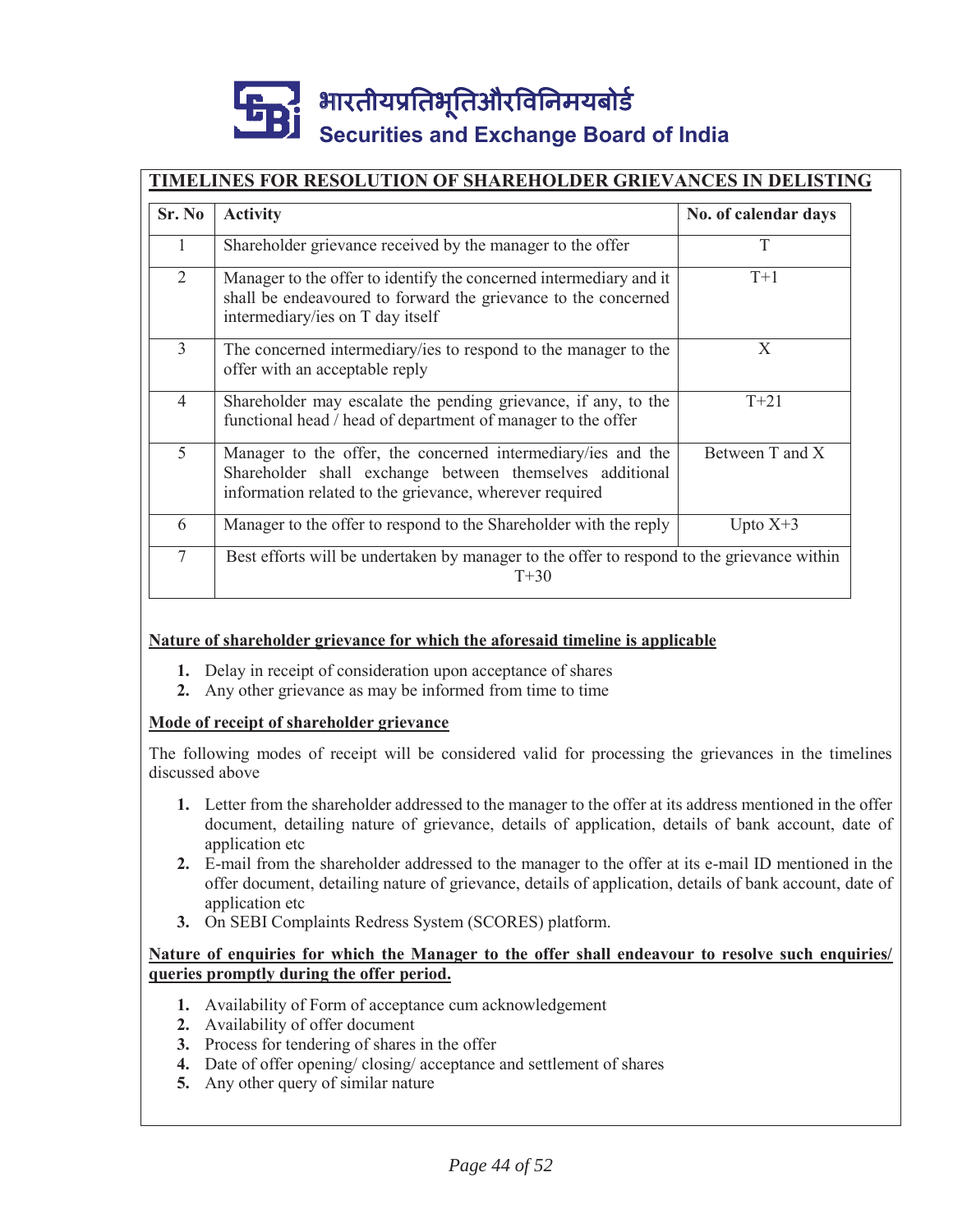## TIMELINES FOR RESOLUTION OF SHAREHOLDER GRIEVANCES IN DELISTING

| Sr. No | Activity | No. of calendar days |
|---|---|---|
| 1 | Shareholder grievance received by the manager to the offer | T |
| 2 | Manager to the offer to identify the concerned intermediary and it shall be endeavoured to forward the grievance to the concerned intermediary/ies on T day itself | T+1 |
| 3 | The concerned intermediary/ies to respond to the manager to the offer with an acceptable reply | X |
| 4 | Shareholder may escalate the pending grievance, if any, to the functional head / head of department of manager to the offer | T+21 |
| 5 | Manager to the offer, the concerned intermediary/ies and the Shareholder shall exchange between themselves additional information related to the grievance, wherever required | Between T and X |
| 6 | Manager to the offer to respond to the Shareholder with the reply | Upto X+3 |
| 7 | Best efforts will be undertaken by manager to the offer to respond to the grievance within T+30 | |

**Nature of shareholder grievance for which the aforesaid timeline is applicable**

1. Delay in receipt of consideration upon acceptance of shares
2. Any other grievance as may be informed from time to time

**Mode of receipt of shareholder grievance**

The following modes of receipt will be considered valid for processing the grievances in the timelines discussed above

1. Letter from the shareholder addressed to the manager to the offer at its address mentioned in the offer document, detailing nature of grievance, details of application, details of bank account, date of application etc
2. E-mail from the shareholder addressed to the manager to the offer at its e-mail ID mentioned in the offer document, detailing nature of grievance, details of application, details of bank account, date of application etc
3. On SEBI Complaints Redress System (SCORES) platform.

**Nature of enquiries for which the Manager to the offer shall endeavour to resolve such enquiries/ queries promptly during the offer period.**

1. Availability of Form of acceptance cum acknowledgement
2. Availability of offer document
3. Process for tendering of shares in the offer
4. Date of offer opening/ closing/ acceptance and settlement of shares
5. Any other query of similar nature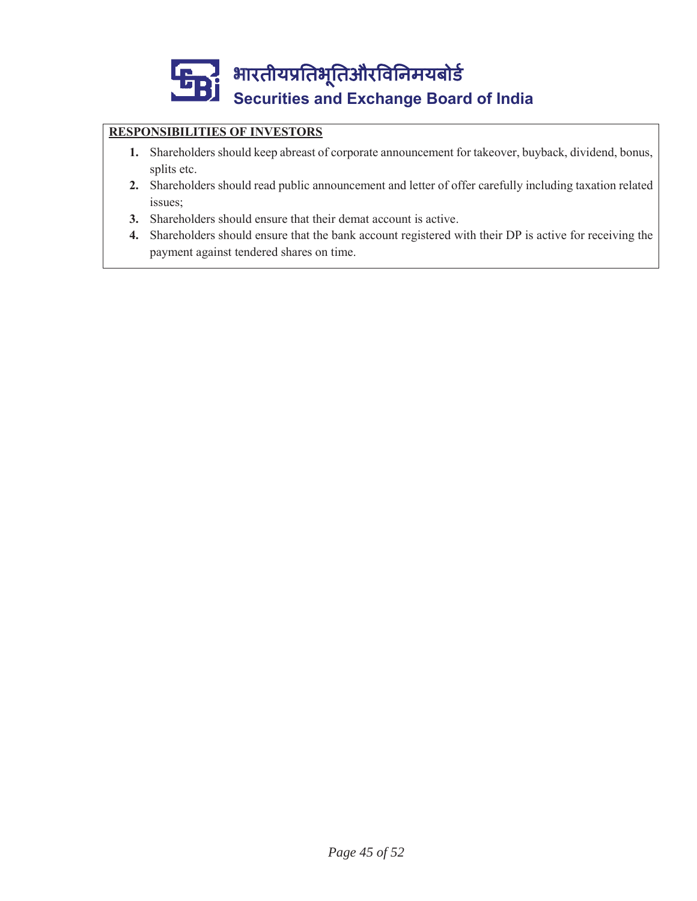**RESPONSIBILITIES OF INVESTORS**

1. Shareholders should keep abreast of corporate announcement for takeover, buyback, dividend, bonus, splits etc.
2. Shareholders should read public announcement and letter of offer carefully including taxation related issues;
3. Shareholders should ensure that their demat account is active.
4. Shareholders should ensure that the bank account registered with their DP is active for receiving the payment against tendered shares on time.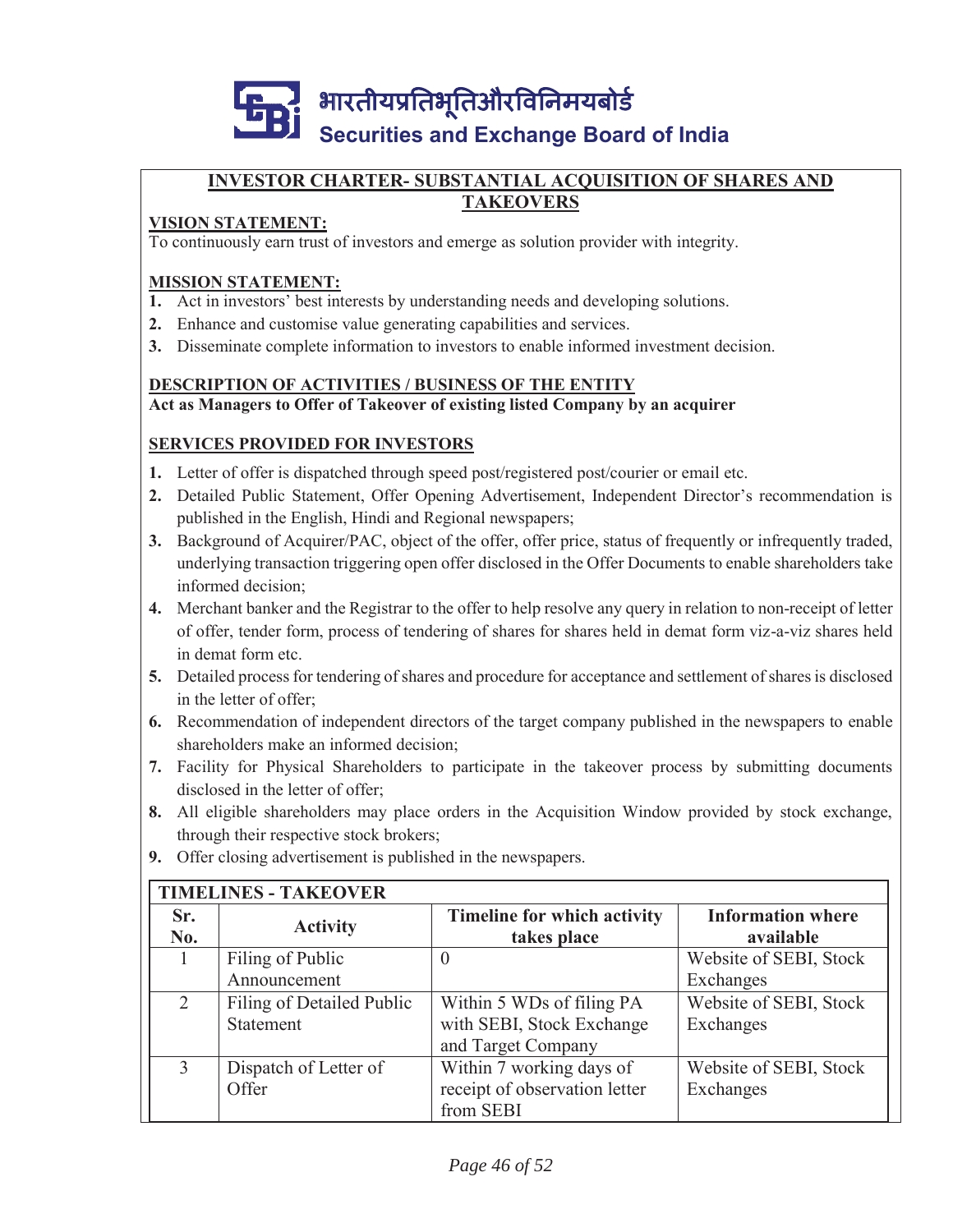भारतीयप्रतिभूतिऔरविनिमयबोर्ड
Securities and Exchange Board of India

# INVESTOR CHARTER- SUBSTANTIAL ACQUISITION OF SHARES AND TAKEOVERS

## VISION STATEMENT:

To continuously earn trust of investors and emerge as solution provider with integrity.

## MISSION STATEMENT:

1. Act in investors' best interests by understanding needs and developing solutions.
2. Enhance and customise value generating capabilities and services.
3. Disseminate complete information to investors to enable informed investment decision.

## DESCRIPTION OF ACTIVITIES / BUSINESS OF THE ENTITY

**Act as Managers to Offer of Takeover of existing listed Company by an acquirer**

## SERVICES PROVIDED FOR INVESTORS

1. Letter of offer is dispatched through speed post/registered post/courier or email etc.
2. Detailed Public Statement, Offer Opening Advertisement, Independent Director's recommendation is published in the English, Hindi and Regional newspapers;
3. Background of Acquirer/PAC, object of the offer, offer price, status of frequently or infrequently traded, underlying transaction triggering open offer disclosed in the Offer Documents to enable shareholders take informed decision;
4. Merchant banker and the Registrar to the offer to help resolve any query in relation to non-receipt of letter of offer, tender form, process of tendering of shares for shares held in demat form viz-a-viz shares held in demat form etc.
5. Detailed process for tendering of shares and procedure for acceptance and settlement of shares is disclosed in the letter of offer;
6. Recommendation of independent directors of the target company published in the newspapers to enable shareholders make an informed decision;
7. Facility for Physical Shareholders to participate in the takeover process by submitting documents disclosed in the letter of offer;
8. All eligible shareholders may place orders in the Acquisition Window provided by stock exchange, through their respective stock brokers;
9. Offer closing advertisement is published in the newspapers.

**TIMELINES - TAKEOVER**

| Sr. No. | Activity | Timeline for which activity takes place | Information where available |
|---|---|---|---|
| 1 | Filing of Public Announcement | 0 | Website of SEBI, Stock Exchanges |
| 2 | Filing of Detailed Public Statement | Within 5 WDs of filing PA with SEBI, Stock Exchange and Target Company | Website of SEBI, Stock Exchanges |
| 3 | Dispatch of Letter of Offer | Within 7 working days of receipt of observation letter from SEBI | Website of SEBI, Stock Exchanges |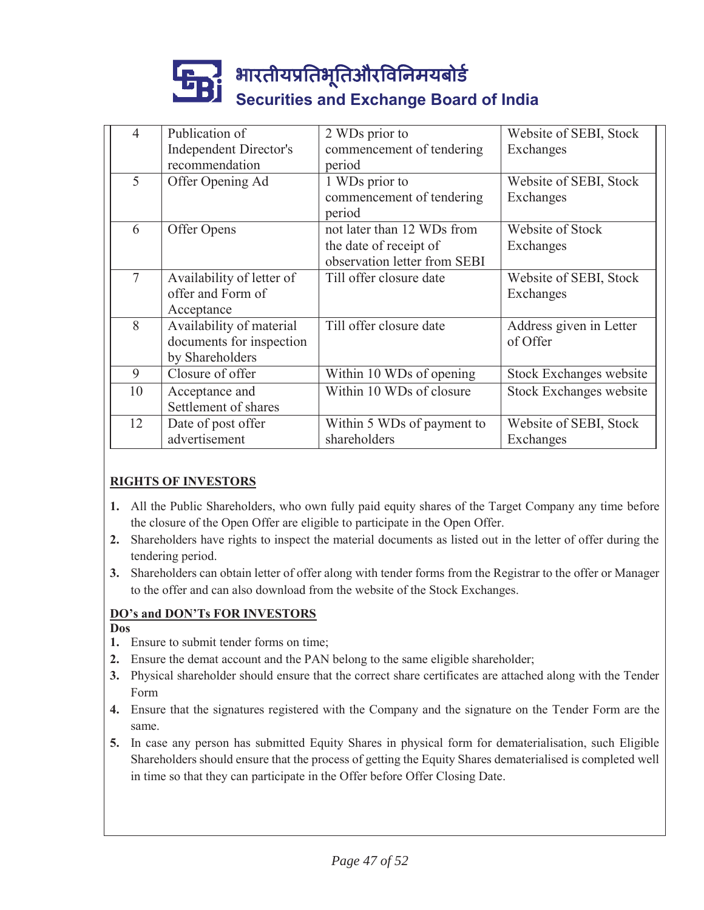| 4 | Publication of Independent Director's recommendation | 2 WDs prior to commencement of tendering period | Website of SEBI, Stock Exchanges |
|---|---|---|---|
| 5 | Offer Opening Ad | 1 WDs prior to commencement of tendering period | Website of SEBI, Stock Exchanges |
| 6 | Offer Opens | not later than 12 WDs from the date of receipt of observation letter from SEBI | Website of Stock Exchanges |
| 7 | Availability of letter of offer and Form of Acceptance | Till offer closure date | Website of SEBI, Stock Exchanges |
| 8 | Availability of material documents for inspection by Shareholders | Till offer closure date | Address given in Letter of Offer |
| 9 | Closure of offer | Within 10 WDs of opening | Stock Exchanges website |
| 10 | Acceptance and Settlement of shares | Within 10 WDs of closure | Stock Exchanges website |
| 12 | Date of post offer advertisement | Within 5 WDs of payment to shareholders | Website of SEBI, Stock Exchanges |

**RIGHTS OF INVESTORS**

1. All the Public Shareholders, who own fully paid equity shares of the Target Company any time before the closure of the Open Offer are eligible to participate in the Open Offer.
2. Shareholders have rights to inspect the material documents as listed out in the letter of offer during the tendering period.
3. Shareholders can obtain letter of offer along with tender forms from the Registrar to the offer or Manager to the offer and can also download from the website of the Stock Exchanges.

**DO's and DON'Ts FOR INVESTORS**

**Dos**

1. Ensure to submit tender forms on time;
2. Ensure the demat account and the PAN belong to the same eligible shareholder;
3. Physical shareholder should ensure that the correct share certificates are attached along with the Tender Form
4. Ensure that the signatures registered with the Company and the signature on the Tender Form are the same.
5. In case any person has submitted Equity Shares in physical form for dematerialisation, such Eligible Shareholders should ensure that the process of getting the Equity Shares dematerialised is completed well in time so that they can participate in the Offer before Offer Closing Date.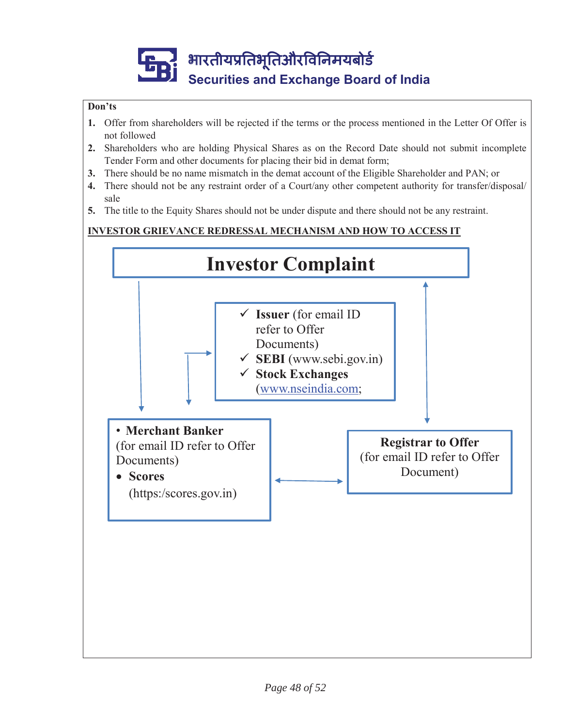**Don'ts**

1. Offer from shareholders will be rejected if the terms or the process mentioned in the Letter Of Offer is not followed
2. Shareholders who are holding Physical Shares as on the Record Date should not submit incomplete Tender Form and other documents for placing their bid in demat form;
3. There should be no name mismatch in the demat account of the Eligible Shareholder and PAN; or
4. There should not be any restraint order of a Court/any other competent authority for transfer/disposal/ sale
5. The title to the Equity Shares should not be under dispute and there should not be any restraint.

**INVESTOR GRIEVANCE REDRESSAL MECHANISM AND HOW TO ACCESS IT**

**Investor Complaint**

- ✓ **Issuer** (for email ID refer to Offer Documents)
- ✓ **SEBI** (www.sebi.gov.in)
- ✓ **Stock Exchanges** (www.nseindia.com;

- **Merchant Banker** (for email ID refer to Offer Documents)
- **Scores** (https:/scores.gov.in)

**Registrar to Offer**
(for email ID refer to Offer Document)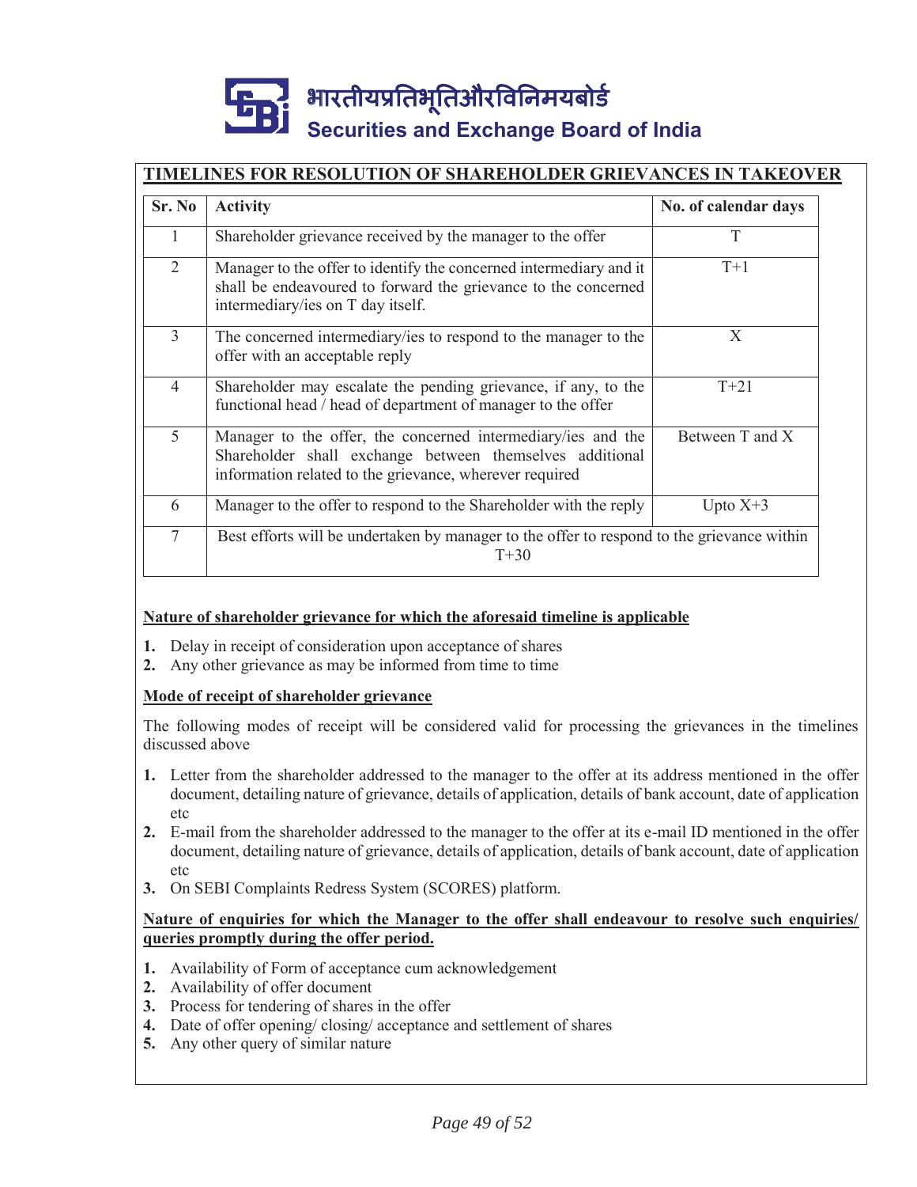## TIMELINES FOR RESOLUTION OF SHAREHOLDER GRIEVANCES IN TAKEOVER

| Sr. No | Activity | No. of calendar days |
|---|---|---|
| 1 | Shareholder grievance received by the manager to the offer | T |
| 2 | Manager to the offer to identify the concerned intermediary and it shall be endeavoured to forward the grievance to the concerned intermediary/ies on T day itself. | T+1 |
| 3 | The concerned intermediary/ies to respond to the manager to the offer with an acceptable reply | X |
| 4 | Shareholder may escalate the pending grievance, if any, to the functional head / head of department of manager to the offer | T+21 |
| 5 | Manager to the offer, the concerned intermediary/ies and the Shareholder shall exchange between themselves additional information related to the grievance, wherever required | Between T and X |
| 6 | Manager to the offer to respond to the Shareholder with the reply | Upto X+3 |
| 7 | Best efforts will be undertaken by manager to the offer to respond to the grievance within T+30 | |

**Nature of shareholder grievance for which the aforesaid timeline is applicable**

1. Delay in receipt of consideration upon acceptance of shares
2. Any other grievance as may be informed from time to time

**Mode of receipt of shareholder grievance**

The following modes of receipt will be considered valid for processing the grievances in the timelines discussed above

1. Letter from the shareholder addressed to the manager to the offer at its address mentioned in the offer document, detailing nature of grievance, details of application, details of bank account, date of application etc
2. E-mail from the shareholder addressed to the manager to the offer at its e-mail ID mentioned in the offer document, detailing nature of grievance, details of application, details of bank account, date of application etc
3. On SEBI Complaints Redress System (SCORES) platform.

**Nature of enquiries for which the Manager to the offer shall endeavour to resolve such enquiries/ queries promptly during the offer period.**

1. Availability of Form of acceptance cum acknowledgement
2. Availability of offer document
3. Process for tendering of shares in the offer
4. Date of offer opening/ closing/ acceptance and settlement of shares
5. Any other query of similar nature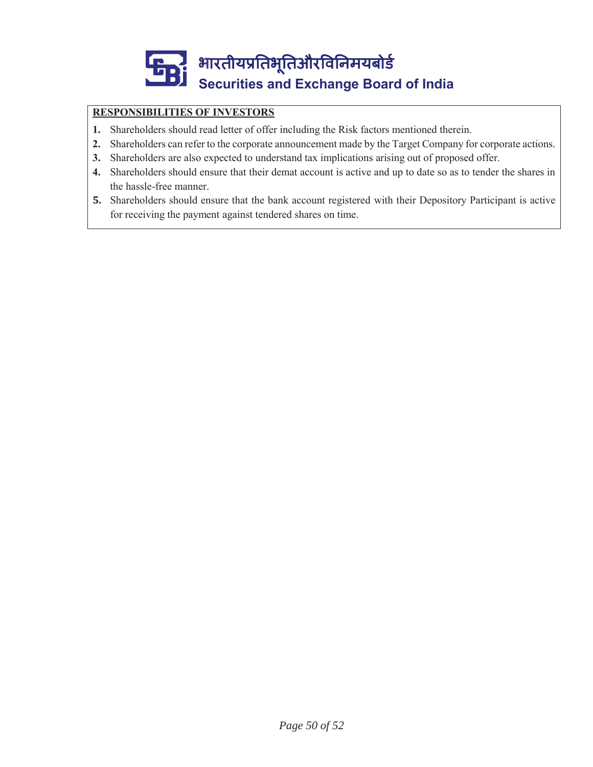**RESPONSIBILITIES OF INVESTORS**

1. Shareholders should read letter of offer including the Risk factors mentioned therein.
2. Shareholders can refer to the corporate announcement made by the Target Company for corporate actions.
3. Shareholders are also expected to understand tax implications arising out of proposed offer.
4. Shareholders should ensure that their demat account is active and up to date so as to tender the shares in the hassle-free manner.
5. Shareholders should ensure that the bank account registered with their Depository Participant is active for receiving the payment against tendered shares on time.